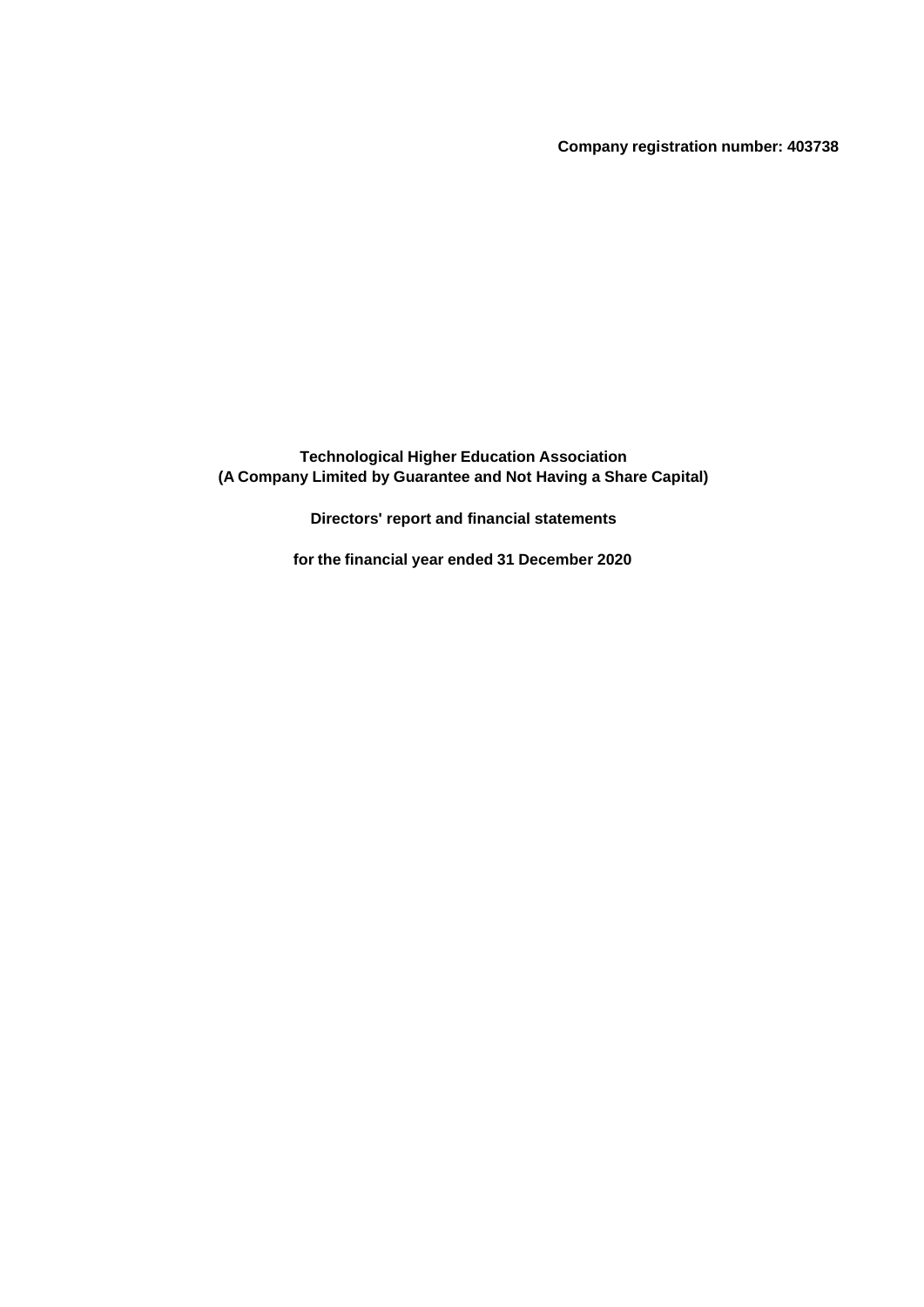**Company registration number: 403738**

# Technological Higher Education Association
## (A Company Limited by Guarantee and Not Having a Share Capital)

**Directors' report and financial statements**

**for the financial year ended 31 December 2020**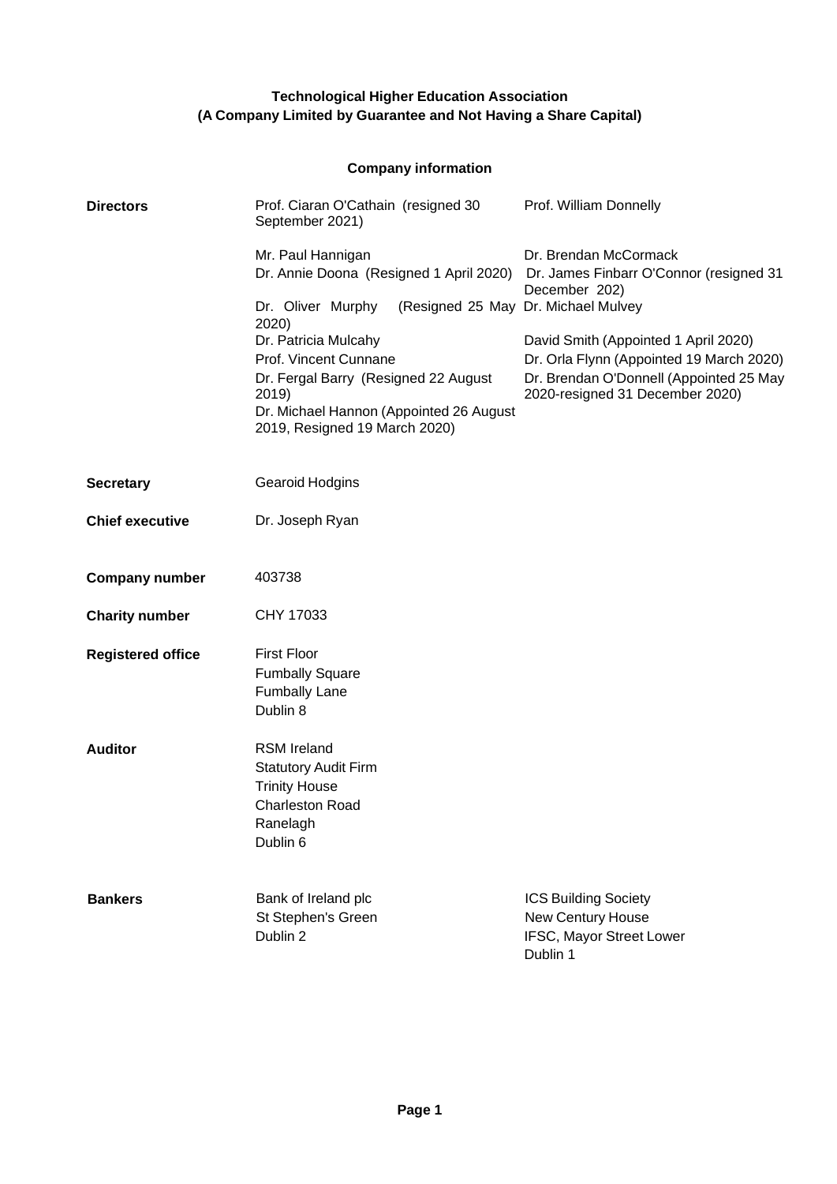**Technological Higher Education Association**
**(A Company Limited by Guarantee and Not Having a Share Capital)**

## Company information

**Directors**

Prof. Ciaran O'Cathain (resigned 30 September 2021)
Mr. Paul Hannigan
Dr. Annie Doona (Resigned 1 April 2020)
Dr. Oliver Murphy (Resigned 25 May 2020)
Dr. Patricia Mulcahy
Prof. Vincent Cunnane
Dr. Fergal Barry (Resigned 22 August 2019)
Dr. Michael Hannon (Appointed 26 August 2019, Resigned 19 March 2020)
Prof. William Donnelly
Dr. Brendan McCormack
Dr. James Finbarr O'Connor (resigned 31 December 202)
Dr. Michael Mulvey
David Smith (Appointed 1 April 2020)
Dr. Orla Flynn (Appointed 19 March 2020)
Dr. Brendan O'Donnell (Appointed 25 May 2020-resigned 31 December 2020)

**Secretary**

Gearoid Hodgins

**Chief executive**

Dr. Joseph Ryan

**Company number**

403738

**Charity number**

CHY 17033

**Registered office**

First Floor
Fumbally Square
Fumbally Lane
Dublin 8

**Auditor**

RSM Ireland
Statutory Audit Firm
Trinity House
Charleston Road
Ranelagh
Dublin 6

**Bankers**

Bank of Ireland plc
St Stephen's Green
Dublin 2

ICS Building Society
New Century House
IFSC, Mayor Street Lower
Dublin 1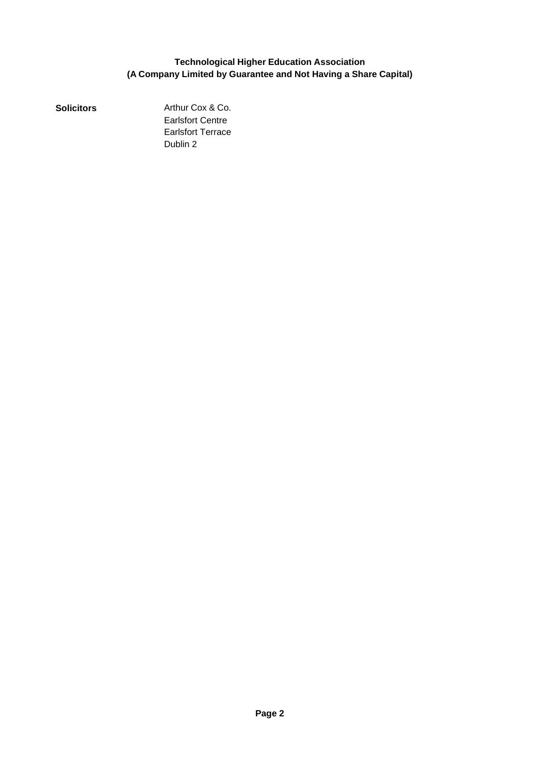**Technological Higher Education Association**
**(A Company Limited by Guarantee and Not Having a Share Capital)**

**Solicitors**

Arthur Cox & Co.
Earlsfort Centre
Earlsfort Terrace
Dublin 2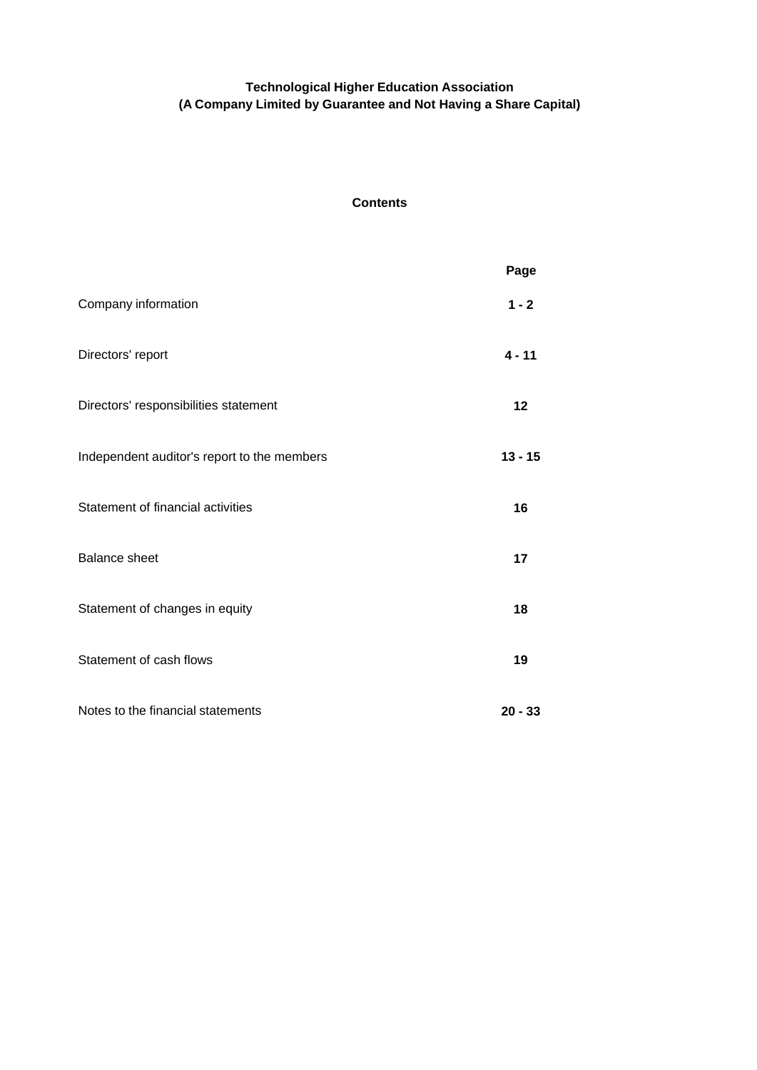**Technological Higher Education Association**
**(A Company Limited by Guarantee and Not Having a Share Capital)**

## Contents

| | **Page** |
|---|---|
| Company information | **1 - 2** |
| Directors' report | **4 - 11** |
| Directors' responsibilities statement | **12** |
| Independent auditor's report to the members | **13 - 15** |
| Statement of financial activities | **16** |
| Balance sheet | **17** |
| Statement of changes in equity | **18** |
| Statement of cash flows | **19** |
| Notes to the financial statements | **20 - 33** |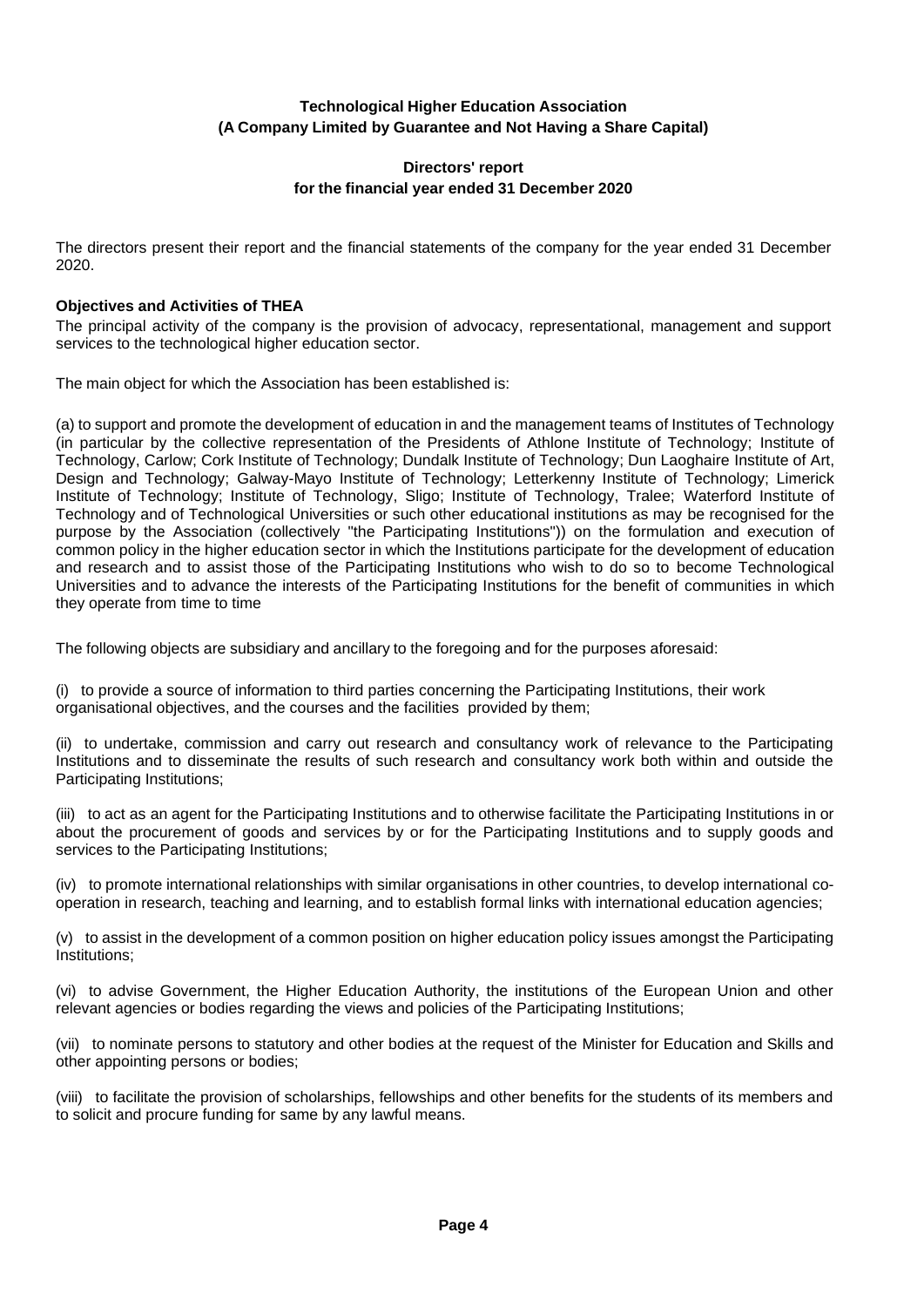**Technological Higher Education Association**
**(A Company Limited by Guarantee and Not Having a Share Capital)**

**Directors' report**
**for the financial year ended 31 December 2020**

The directors present their report and the financial statements of the company for the year ended 31 December 2020.

**Objectives and Activities of THEA**

The principal activity of the company is the provision of advocacy, representational, management and support services to the technological higher education sector.

The main object for which the Association has been established is:

(a) to support and promote the development of education in and the management teams of Institutes of Technology (in particular by the collective representation of the Presidents of Athlone Institute of Technology; Institute of Technology, Carlow; Cork Institute of Technology; Dundalk Institute of Technology; Dun Laoghaire Institute of Art, Design and Technology; Galway-Mayo Institute of Technology; Letterkenny Institute of Technology; Limerick Institute of Technology; Institute of Technology, Sligo; Institute of Technology, Tralee; Waterford Institute of Technology and of Technological Universities or such other educational institutions as may be recognised for the purpose by the Association (collectively "the Participating Institutions")) on the formulation and execution of common policy in the higher education sector in which the Institutions participate for the development of education and research and to assist those of the Participating Institutions who wish to do so to become Technological Universities and to advance the interests of the Participating Institutions for the benefit of communities in which they operate from time to time

The following objects are subsidiary and ancillary to the foregoing and for the purposes aforesaid:

(i) to provide a source of information to third parties concerning the Participating Institutions, their work organisational objectives, and the courses and the facilities provided by them;

(ii) to undertake, commission and carry out research and consultancy work of relevance to the Participating Institutions and to disseminate the results of such research and consultancy work both within and outside the Participating Institutions;

(iii) to act as an agent for the Participating Institutions and to otherwise facilitate the Participating Institutions in or about the procurement of goods and services by or for the Participating Institutions and to supply goods and services to the Participating Institutions;

(iv) to promote international relationships with similar organisations in other countries, to develop international co-operation in research, teaching and learning, and to establish formal links with international education agencies;

(v) to assist in the development of a common position on higher education policy issues amongst the Participating Institutions;

(vi) to advise Government, the Higher Education Authority, the institutions of the European Union and other relevant agencies or bodies regarding the views and policies of the Participating Institutions;

(vii) to nominate persons to statutory and other bodies at the request of the Minister for Education and Skills and other appointing persons or bodies;

(viii) to facilitate the provision of scholarships, fellowships and other benefits for the students of its members and to solicit and procure funding for same by any lawful means.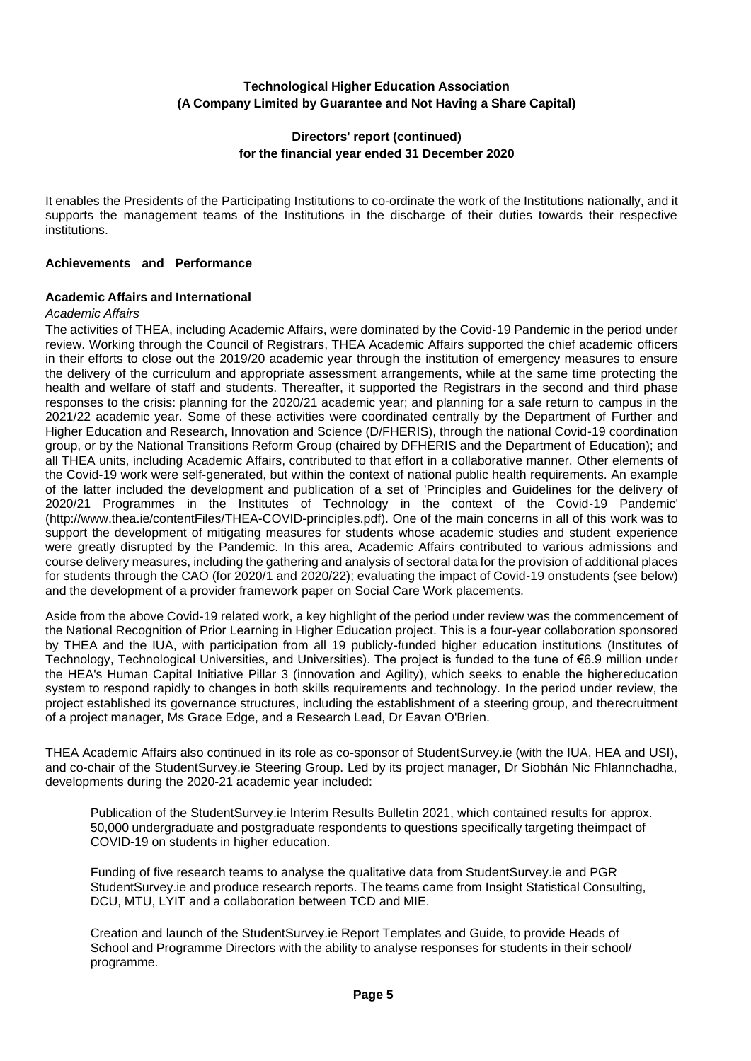It enables the Presidents of the Participating Institutions to co-ordinate the work of the Institutions nationally, and it supports the management teams of the Institutions in the discharge of their duties towards their respective institutions.

### Achievements and Performance

### Academic Affairs and International

*Academic Affairs*

The activities of THEA, including Academic Affairs, were dominated by the Covid-19 Pandemic in the period under review. Working through the Council of Registrars, THEA Academic Affairs supported the chief academic officers in their efforts to close out the 2019/20 academic year through the institution of emergency measures to ensure the delivery of the curriculum and appropriate assessment arrangements, while at the same time protecting the health and welfare of staff and students. Thereafter, it supported the Registrars in the second and third phase responses to the crisis: planning for the 2020/21 academic year; and planning for a safe return to campus in the 2021/22 academic year. Some of these activities were coordinated centrally by the Department of Further and Higher Education and Research, Innovation and Science (D/FHERIS), through the national Covid-19 coordination group, or by the National Transitions Reform Group (chaired by DFHERIS and the Department of Education); and all THEA units, including Academic Affairs, contributed to that effort in a collaborative manner. Other elements of the Covid-19 work were self-generated, but within the context of national public health requirements. An example of the latter included the development and publication of a set of 'Principles and Guidelines for the delivery of 2020/21 Programmes in the Institutes of Technology in the context of the Covid-19 Pandemic' (http://www.thea.ie/contentFiles/THEA-COVID-principles.pdf). One of the main concerns in all of this work was to support the development of mitigating measures for students whose academic studies and student experience were greatly disrupted by the Pandemic. In this area, Academic Affairs contributed to various admissions and course delivery measures, including the gathering and analysis of sectoral data for the provision of additional places for students through the CAO (for 2020/1 and 2020/22); evaluating the impact of Covid-19 onstudents (see below) and the development of a provider framework paper on Social Care Work placements.

Aside from the above Covid-19 related work, a key highlight of the period under review was the commencement of the National Recognition of Prior Learning in Higher Education project. This is a four-year collaboration sponsored by THEA and the IUA, with participation from all 19 publicly-funded higher education institutions (Institutes of Technology, Technological Universities, and Universities). The project is funded to the tune of €6.9 million under the HEA's Human Capital Initiative Pillar 3 (innovation and Agility), which seeks to enable the highereducation system to respond rapidly to changes in both skills requirements and technology. In the period under review, the project established its governance structures, including the establishment of a steering group, and therecruitment of a project manager, Ms Grace Edge, and a Research Lead, Dr Eavan O'Brien.

THEA Academic Affairs also continued in its role as co-sponsor of StudentSurvey.ie (with the IUA, HEA and USI), and co-chair of the StudentSurvey.ie Steering Group. Led by its project manager, Dr Siobhán Nic Fhlannchadha, developments during the 2020-21 academic year included:

Publication of the StudentSurvey.ie Interim Results Bulletin 2021, which contained results for approx. 50,000 undergraduate and postgraduate respondents to questions specifically targeting theimpact of COVID-19 on students in higher education.

Funding of five research teams to analyse the qualitative data from StudentSurvey.ie and PGR StudentSurvey.ie and produce research reports. The teams came from Insight Statistical Consulting, DCU, MTU, LYIT and a collaboration between TCD and MIE.

Creation and launch of the StudentSurvey.ie Report Templates and Guide, to provide Heads of School and Programme Directors with the ability to analyse responses for students in their school/ programme.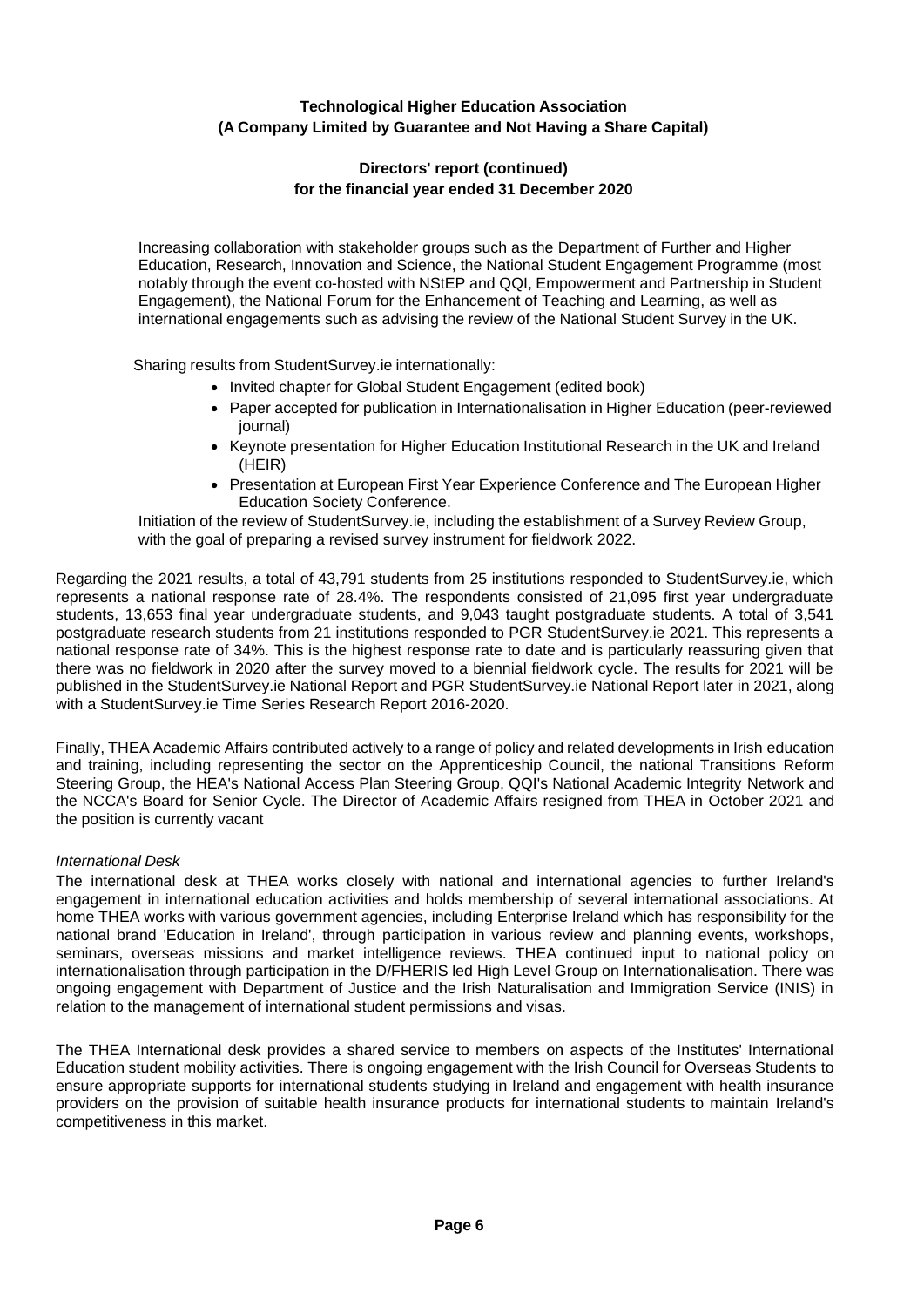Increasing collaboration with stakeholder groups such as the Department of Further and Higher Education, Research, Innovation and Science, the National Student Engagement Programme (most notably through the event co-hosted with NStEP and QQI, Empowerment and Partnership in Student Engagement), the National Forum for the Enhancement of Teaching and Learning, as well as international engagements such as advising the review of the National Student Survey in the UK.

Sharing results from StudentSurvey.ie internationally:

- Invited chapter for Global Student Engagement (edited book)
- Paper accepted for publication in Internationalisation in Higher Education (peer-reviewed journal)
- Keynote presentation for Higher Education Institutional Research in the UK and Ireland (HEIR)
- Presentation at European First Year Experience Conference and The European Higher Education Society Conference.

Initiation of the review of StudentSurvey.ie, including the establishment of a Survey Review Group, with the goal of preparing a revised survey instrument for fieldwork 2022.

Regarding the 2021 results, a total of 43,791 students from 25 institutions responded to StudentSurvey.ie, which represents a national response rate of 28.4%. The respondents consisted of 21,095 first year undergraduate students, 13,653 final year undergraduate students, and 9,043 taught postgraduate students. A total of 3,541 postgraduate research students from 21 institutions responded to PGR StudentSurvey.ie 2021. This represents a national response rate of 34%. This is the highest response rate to date and is particularly reassuring given that there was no fieldwork in 2020 after the survey moved to a biennial fieldwork cycle. The results for 2021 will be published in the StudentSurvey.ie National Report and PGR StudentSurvey.ie National Report later in 2021, along with a StudentSurvey.ie Time Series Research Report 2016-2020.

Finally, THEA Academic Affairs contributed actively to a range of policy and related developments in Irish education and training, including representing the sector on the Apprenticeship Council, the national Transitions Reform Steering Group, the HEA's National Access Plan Steering Group, QQI's National Academic Integrity Network and the NCCA's Board for Senior Cycle. The Director of Academic Affairs resigned from THEA in October 2021 and the position is currently vacant

*International Desk*

The international desk at THEA works closely with national and international agencies to further Ireland's engagement in international education activities and holds membership of several international associations. At home THEA works with various government agencies, including Enterprise Ireland which has responsibility for the national brand 'Education in Ireland', through participation in various review and planning events, workshops, seminars, overseas missions and market intelligence reviews. THEA continued input to national policy on internationalisation through participation in the D/FHERIS led High Level Group on Internationalisation. There was ongoing engagement with Department of Justice and the Irish Naturalisation and Immigration Service (INIS) in relation to the management of international student permissions and visas.

The THEA International desk provides a shared service to members on aspects of the Institutes' International Education student mobility activities. There is ongoing engagement with the Irish Council for Overseas Students to ensure appropriate supports for international students studying in Ireland and engagement with health insurance providers on the provision of suitable health insurance products for international students to maintain Ireland's competitiveness in this market.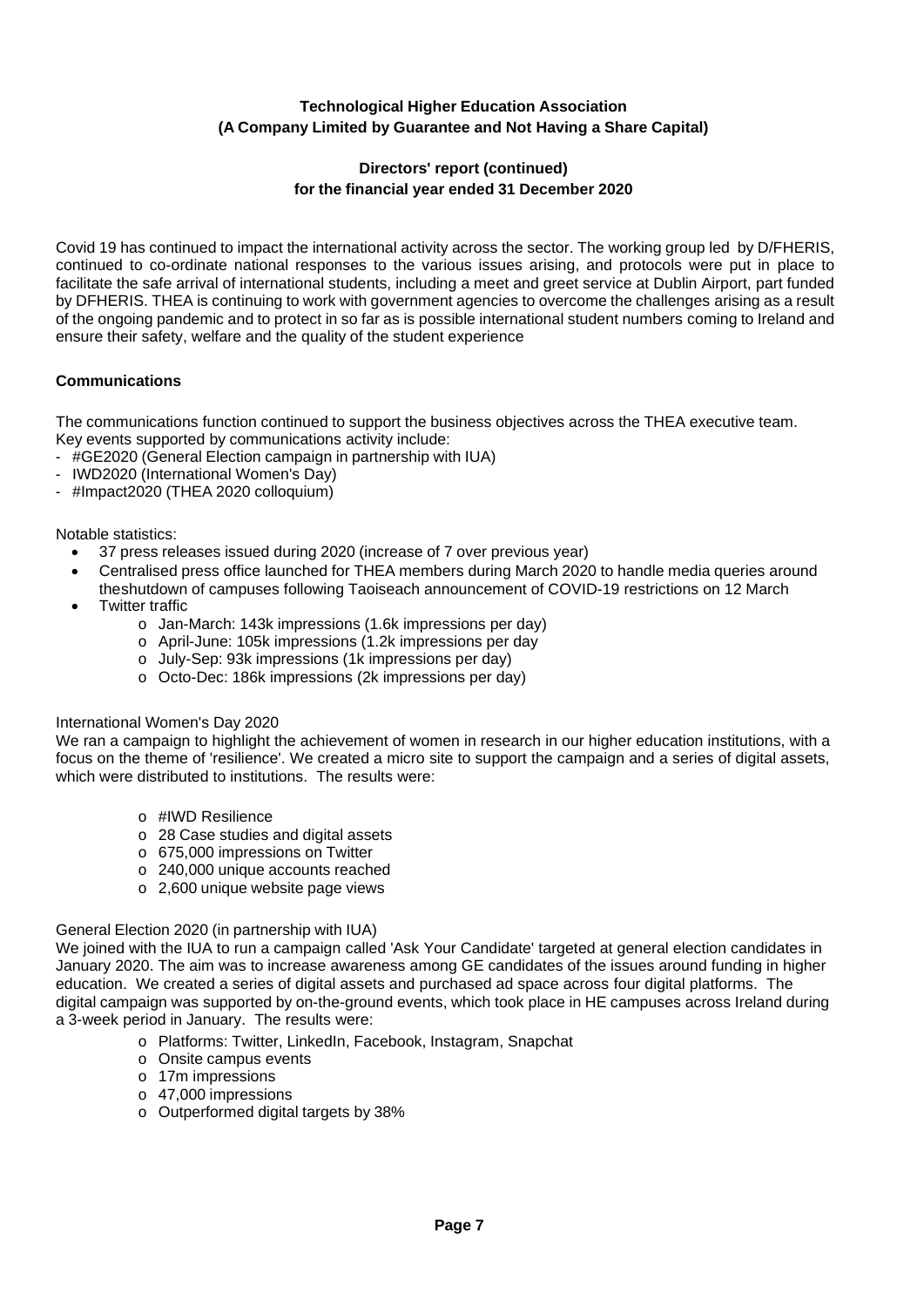Covid 19 has continued to impact the international activity across the sector. The working group led by D/FHERIS, continued to co-ordinate national responses to the various issues arising, and protocols were put in place to facilitate the safe arrival of international students, including a meet and greet service at Dublin Airport, part funded by DFHERIS. THEA is continuing to work with government agencies to overcome the challenges arising as a result of the ongoing pandemic and to protect in so far as is possible international student numbers coming to Ireland and ensure their safety, welfare and the quality of the student experience

### Communications

The communications function continued to support the business objectives across the THEA executive team. Key events supported by communications activity include:

- #GE2020 (General Election campaign in partnership with IUA)
- IWD2020 (International Women's Day)
- #Impact2020 (THEA 2020 colloquium)

Notable statistics:

- 37 press releases issued during 2020 (increase of 7 over previous year)
- Centralised press office launched for THEA members during March 2020 to handle media queries around theshutdown of campuses following Taoiseach announcement of COVID-19 restrictions on 12 March
- Twitter traffic
  - Jan-March: 143k impressions (1.6k impressions per day)
  - April-June: 105k impressions (1.2k impressions per day
  - July-Sep: 93k impressions (1k impressions per day)
  - Octo-Dec: 186k impressions (2k impressions per day)

International Women's Day 2020

We ran a campaign to highlight the achievement of women in research in our higher education institutions, with a focus on the theme of 'resilience'. We created a micro site to support the campaign and a series of digital assets, which were distributed to institutions. The results were:

- #IWD Resilience
- 28 Case studies and digital assets
- 675,000 impressions on Twitter
- 240,000 unique accounts reached
- 2,600 unique website page views

General Election 2020 (in partnership with IUA)

We joined with the IUA to run a campaign called 'Ask Your Candidate' targeted at general election candidates in January 2020. The aim was to increase awareness among GE candidates of the issues around funding in higher education. We created a series of digital assets and purchased ad space across four digital platforms. The digital campaign was supported by on-the-ground events, which took place in HE campuses across Ireland during a 3-week period in January. The results were:

- Platforms: Twitter, LinkedIn, Facebook, Instagram, Snapchat
- Onsite campus events
- 17m impressions
- 47,000 impressions
- Outperformed digital targets by 38%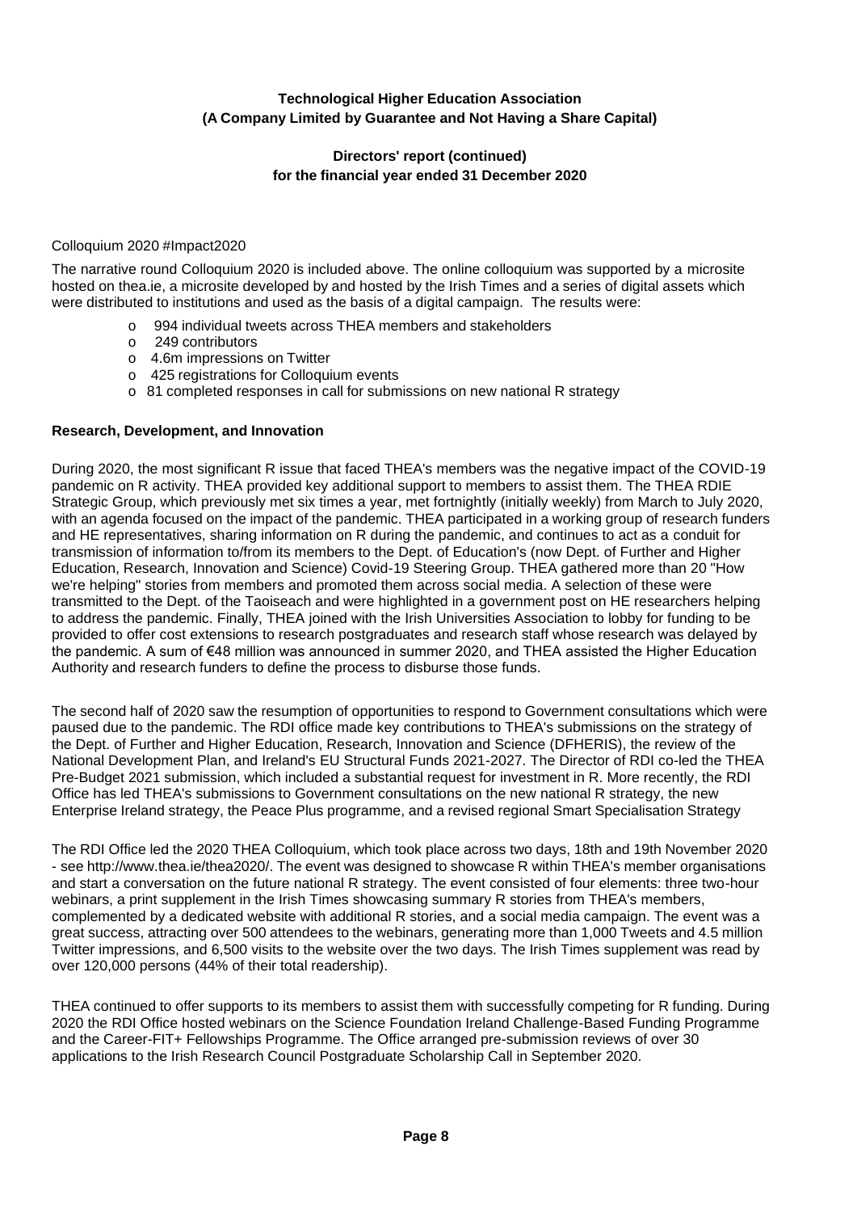**Technological Higher Education Association**
**(A Company Limited by Guarantee and Not Having a Share Capital)**

**Directors' report (continued)**
**for the financial year ended 31 December 2020**

Colloquium 2020 #Impact2020

The narrative round Colloquium 2020 is included above. The online colloquium was supported by a microsite hosted on thea.ie, a microsite developed by and hosted by the Irish Times and a series of digital assets which were distributed to institutions and used as the basis of a digital campaign. The results were:

- 994 individual tweets across THEA members and stakeholders
- 249 contributors
- 4.6m impressions on Twitter
- 425 registrations for Colloquium events
- 81 completed responses in call for submissions on new national R strategy

**Research, Development, and Innovation**

During 2020, the most significant R issue that faced THEA's members was the negative impact of the COVID-19 pandemic on R activity. THEA provided key additional support to members to assist them. The THEA RDIE Strategic Group, which previously met six times a year, met fortnightly (initially weekly) from March to July 2020, with an agenda focused on the impact of the pandemic. THEA participated in a working group of research funders and HE representatives, sharing information on R during the pandemic, and continues to act as a conduit for transmission of information to/from its members to the Dept. of Education's (now Dept. of Further and Higher Education, Research, Innovation and Science) Covid-19 Steering Group. THEA gathered more than 20 "How we're helping" stories from members and promoted them across social media. A selection of these were transmitted to the Dept. of the Taoiseach and were highlighted in a government post on HE researchers helping to address the pandemic. Finally, THEA joined with the Irish Universities Association to lobby for funding to be provided to offer cost extensions to research postgraduates and research staff whose research was delayed by the pandemic. A sum of €48 million was announced in summer 2020, and THEA assisted the Higher Education Authority and research funders to define the process to disburse those funds.

The second half of 2020 saw the resumption of opportunities to respond to Government consultations which were paused due to the pandemic. The RDI office made key contributions to THEA's submissions on the strategy of the Dept. of Further and Higher Education, Research, Innovation and Science (DFHERIS), the review of the National Development Plan, and Ireland's EU Structural Funds 2021-2027. The Director of RDI co-led the THEA Pre-Budget 2021 submission, which included a substantial request for investment in R. More recently, the RDI Office has led THEA's submissions to Government consultations on the new national R strategy, the new Enterprise Ireland strategy, the Peace Plus programme, and a revised regional Smart Specialisation Strategy

The RDI Office led the 2020 THEA Colloquium, which took place across two days, 18th and 19th November 2020 - see http://www.thea.ie/thea2020/. The event was designed to showcase R within THEA's member organisations and start a conversation on the future national R strategy. The event consisted of four elements: three two-hour webinars, a print supplement in the Irish Times showcasing summary R stories from THEA's members, complemented by a dedicated website with additional R stories, and a social media campaign. The event was a great success, attracting over 500 attendees to the webinars, generating more than 1,000 Tweets and 4.5 million Twitter impressions, and 6,500 visits to the website over the two days. The Irish Times supplement was read by over 120,000 persons (44% of their total readership).

THEA continued to offer supports to its members to assist them with successfully competing for R funding. During 2020 the RDI Office hosted webinars on the Science Foundation Ireland Challenge-Based Funding Programme and the Career-FIT+ Fellowships Programme. The Office arranged pre-submission reviews of over 30 applications to the Irish Research Council Postgraduate Scholarship Call in September 2020.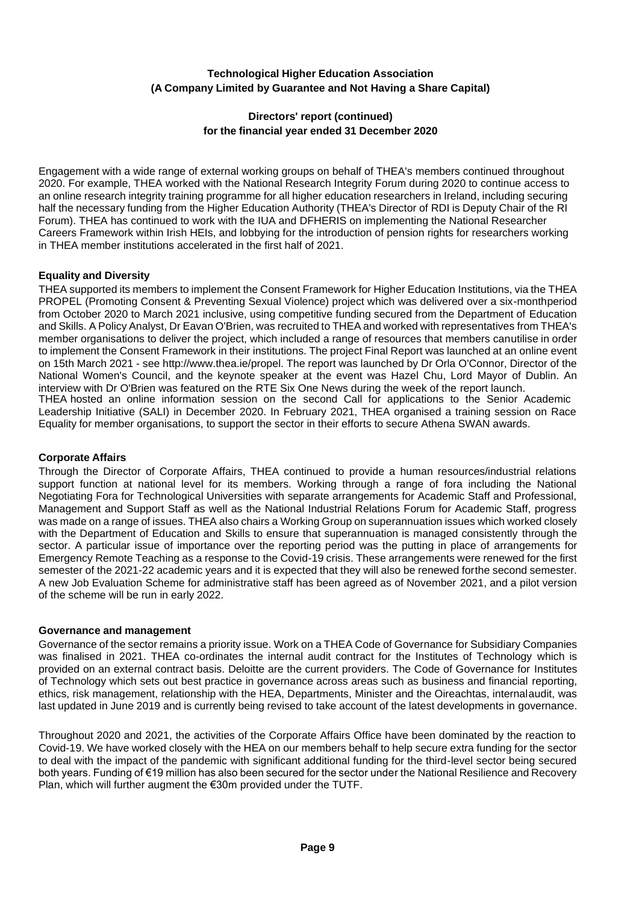Engagement with a wide range of external working groups on behalf of THEA's members continued throughout 2020. For example, THEA worked with the National Research Integrity Forum during 2020 to continue access to an online research integrity training programme for all higher education researchers in Ireland, including securing half the necessary funding from the Higher Education Authority (THEA's Director of RDI is Deputy Chair of the RI Forum). THEA has continued to work with the IUA and DFHERIS on implementing the National Researcher Careers Framework within Irish HEIs, and lobbying for the introduction of pension rights for researchers working in THEA member institutions accelerated in the first half of 2021.

### Equality and Diversity

THEA supported its members to implement the Consent Framework for Higher Education Institutions, via the THEA PROPEL (Promoting Consent & Preventing Sexual Violence) project which was delivered over a six-monthperiod from October 2020 to March 2021 inclusive, using competitive funding secured from the Department of Education and Skills. A Policy Analyst, Dr Eavan O'Brien, was recruited to THEA and worked with representatives from THEA's member organisations to deliver the project, which included a range of resources that members canutilise in order to implement the Consent Framework in their institutions. The project Final Report was launched at an online event on 15th March 2021 - see http://www.thea.ie/propel. The report was launched by Dr Orla O'Connor, Director of the National Women's Council, and the keynote speaker at the event was Hazel Chu, Lord Mayor of Dublin. An interview with Dr O'Brien was featured on the RTE Six One News during the week of the report launch.
THEA hosted an online information session on the second Call for applications to the Senior Academic Leadership Initiative (SALI) in December 2020. In February 2021, THEA organised a training session on Race Equality for member organisations, to support the sector in their efforts to secure Athena SWAN awards.

### Corporate Affairs

Through the Director of Corporate Affairs, THEA continued to provide a human resources/industrial relations support function at national level for its members. Working through a range of fora including the National Negotiating Fora for Technological Universities with separate arrangements for Academic Staff and Professional, Management and Support Staff as well as the National Industrial Relations Forum for Academic Staff, progress was made on a range of issues. THEA also chairs a Working Group on superannuation issues which worked closely with the Department of Education and Skills to ensure that superannuation is managed consistently through the sector. A particular issue of importance over the reporting period was the putting in place of arrangements for Emergency Remote Teaching as a response to the Covid-19 crisis. These arrangements were renewed for the first semester of the 2021-22 academic years and it is expected that they will also be renewed forthe second semester. A new Job Evaluation Scheme for administrative staff has been agreed as of November 2021, and a pilot version of the scheme will be run in early 2022.

### Governance and management

Governance of the sector remains a priority issue. Work on a THEA Code of Governance for Subsidiary Companies was finalised in 2021. THEA co-ordinates the internal audit contract for the Institutes of Technology which is provided on an external contract basis. Deloitte are the current providers. The Code of Governance for Institutes of Technology which sets out best practice in governance across areas such as business and financial reporting, ethics, risk management, relationship with the HEA, Departments, Minister and the Oireachtas, internalaudit, was last updated in June 2019 and is currently being revised to take account of the latest developments in governance.

Throughout 2020 and 2021, the activities of the Corporate Affairs Office have been dominated by the reaction to Covid-19. We have worked closely with the HEA on our members behalf to help secure extra funding for the sector to deal with the impact of the pandemic with significant additional funding for the third-level sector being secured both years. Funding of €19 million has also been secured for the sector under the National Resilience and Recovery Plan, which will further augment the €30m provided under the TUTF.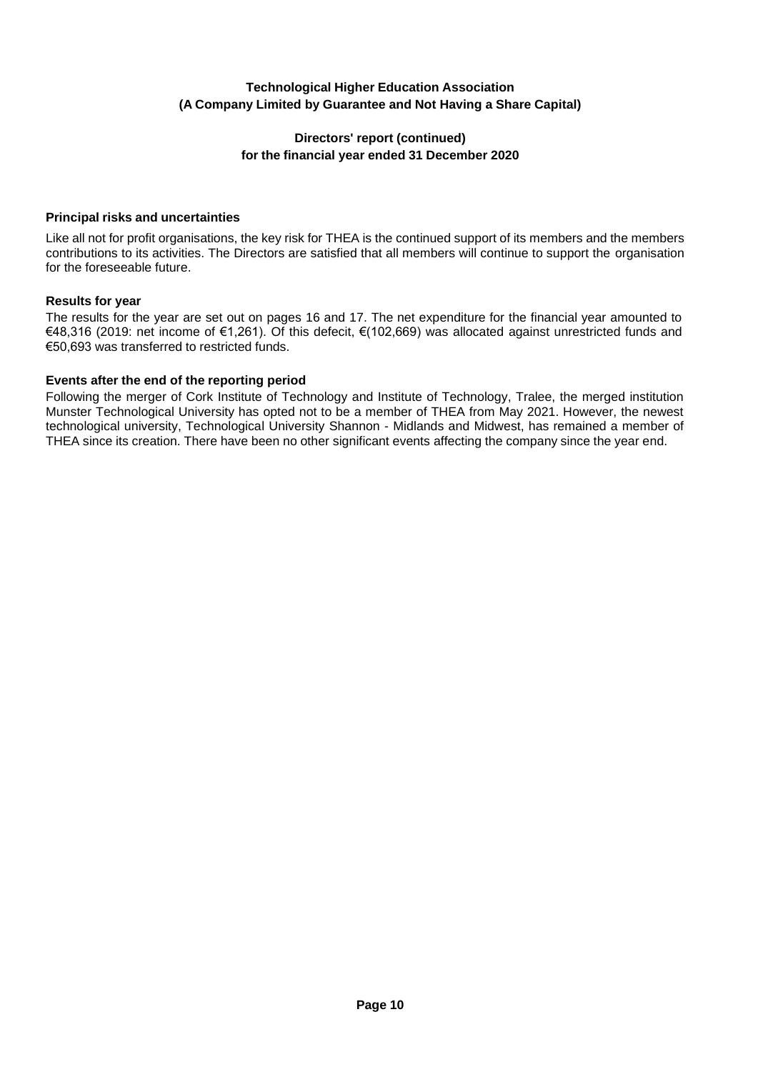**Technological Higher Education Association**
**(A Company Limited by Guarantee and Not Having a Share Capital)**

**Directors' report (continued)**
**for the financial year ended 31 December 2020**

### Principal risks and uncertainties

Like all not for profit organisations, the key risk for THEA is the continued support of its members and the members contributions to its activities. The Directors are satisfied that all members will continue to support the organisation for the foreseeable future.

### Results for year

The results for the year are set out on pages 16 and 17. The net expenditure for the financial year amounted to €48,316 (2019: net income of €1,261). Of this defecit, €(102,669) was allocated against unrestricted funds and €50,693 was transferred to restricted funds.

### Events after the end of the reporting period

Following the merger of Cork Institute of Technology and Institute of Technology, Tralee, the merged institution Munster Technological University has opted not to be a member of THEA from May 2021. However, the newest technological university, Technological University Shannon - Midlands and Midwest, has remained a member of THEA since its creation. There have been no other significant events affecting the company since the year end.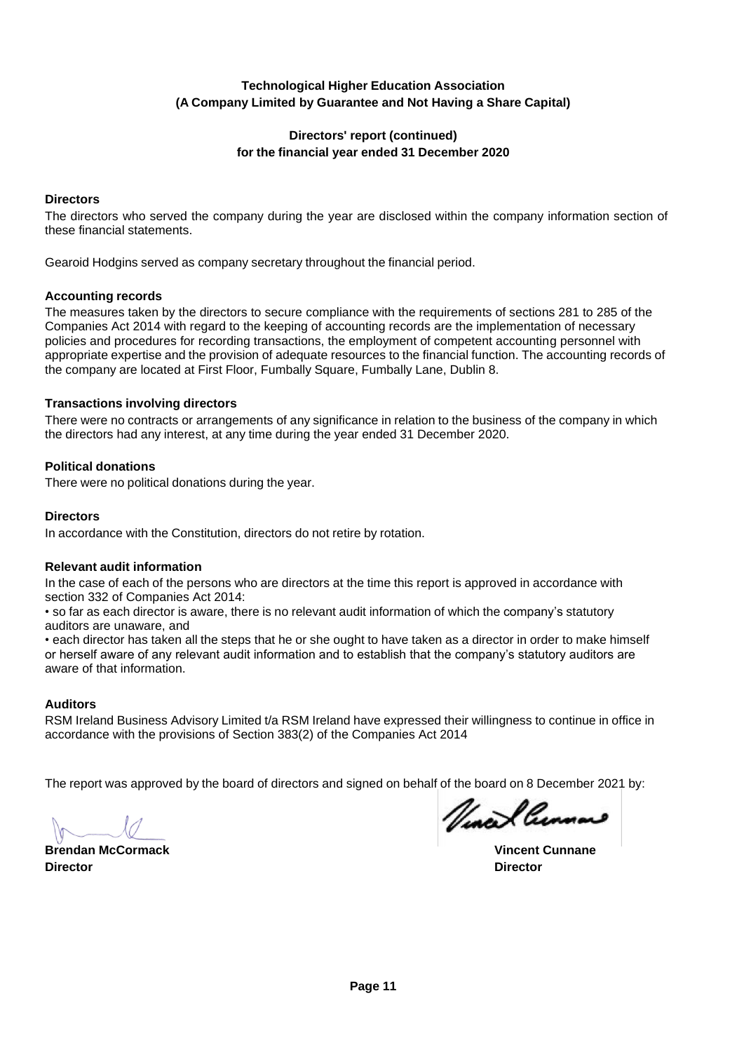**Technological Higher Education Association**
**(A Company Limited by Guarantee and Not Having a Share Capital)**

**Directors' report (continued)**
**for the financial year ended 31 December 2020**

**Directors**

The directors who served the company during the year are disclosed within the company information section of these financial statements.

Gearoid Hodgins served as company secretary throughout the financial period.

**Accounting records**

The measures taken by the directors to secure compliance with the requirements of sections 281 to 285 of the Companies Act 2014 with regard to the keeping of accounting records are the implementation of necessary policies and procedures for recording transactions, the employment of competent accounting personnel with appropriate expertise and the provision of adequate resources to the financial function. The accounting records of the company are located at First Floor, Fumbally Square, Fumbally Lane, Dublin 8.

**Transactions involving directors**

There were no contracts or arrangements of any significance in relation to the business of the company in which the directors had any interest, at any time during the year ended 31 December 2020.

**Political donations**

There were no political donations during the year.

**Directors**

In accordance with the Constitution, directors do not retire by rotation.

**Relevant audit information**

In the case of each of the persons who are directors at the time this report is approved in accordance with section 332 of Companies Act 2014:

• so far as each director is aware, there is no relevant audit information of which the company's statutory auditors are unaware, and

• each director has taken all the steps that he or she ought to have taken as a director in order to make himself or herself aware of any relevant audit information and to establish that the company's statutory auditors are aware of that information.

**Auditors**

RSM Ireland Business Advisory Limited t/a RSM Ireland have expressed their willingness to continue in office in accordance with the provisions of Section 383(2) of the Companies Act 2014

The report was approved by the board of directors and signed on behalf of the board on 8 December 2021 by:

**Brendan McCormack**
**Director**

**Vincent Cunnane**
**Director**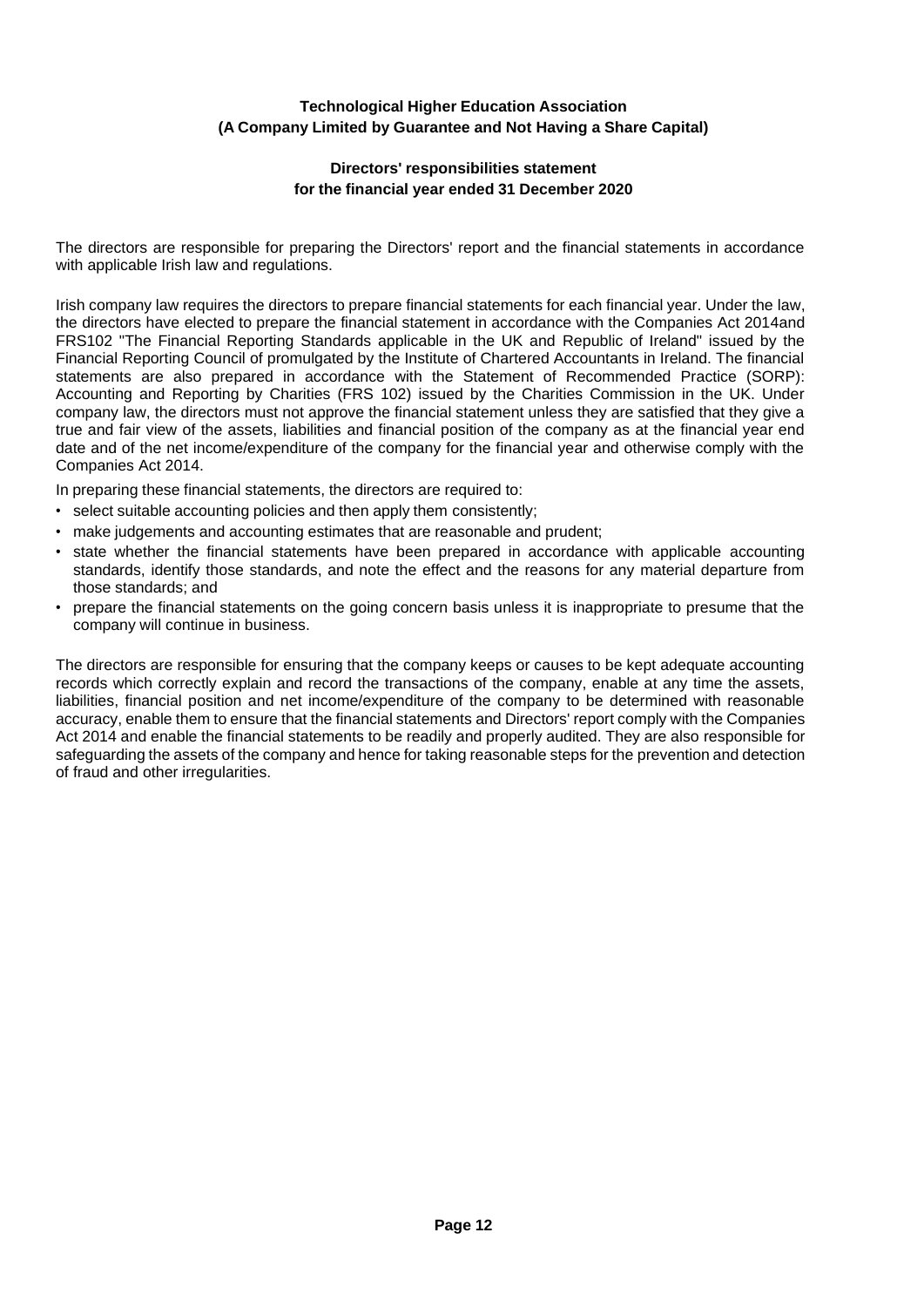**Technological Higher Education Association**
**(A Company Limited by Guarantee and Not Having a Share Capital)**

## Directors' responsibilities statement
### for the financial year ended 31 December 2020

The directors are responsible for preparing the Directors' report and the financial statements in accordance with applicable Irish law and regulations.

Irish company law requires the directors to prepare financial statements for each financial year. Under the law, the directors have elected to prepare the financial statement in accordance with the Companies Act 2014and FRS102 "The Financial Reporting Standards applicable in the UK and Republic of Ireland" issued by the Financial Reporting Council of promulgated by the Institute of Chartered Accountants in Ireland. The financial statements are also prepared in accordance with the Statement of Recommended Practice (SORP): Accounting and Reporting by Charities (FRS 102) issued by the Charities Commission in the UK. Under company law, the directors must not approve the financial statement unless they are satisfied that they give a true and fair view of the assets, liabilities and financial position of the company as at the financial year end date and of the net income/expenditure of the company for the financial year and otherwise comply with the Companies Act 2014.

In preparing these financial statements, the directors are required to:

- select suitable accounting policies and then apply them consistently;
- make judgements and accounting estimates that are reasonable and prudent;
- state whether the financial statements have been prepared in accordance with applicable accounting standards, identify those standards, and note the effect and the reasons for any material departure from those standards; and
- prepare the financial statements on the going concern basis unless it is inappropriate to presume that the company will continue in business.

The directors are responsible for ensuring that the company keeps or causes to be kept adequate accounting records which correctly explain and record the transactions of the company, enable at any time the assets, liabilities, financial position and net income/expenditure of the company to be determined with reasonable accuracy, enable them to ensure that the financial statements and Directors' report comply with the Companies Act 2014 and enable the financial statements to be readily and properly audited. They are also responsible for safeguarding the assets of the company and hence for taking reasonable steps for the prevention and detection of fraud and other irregularities.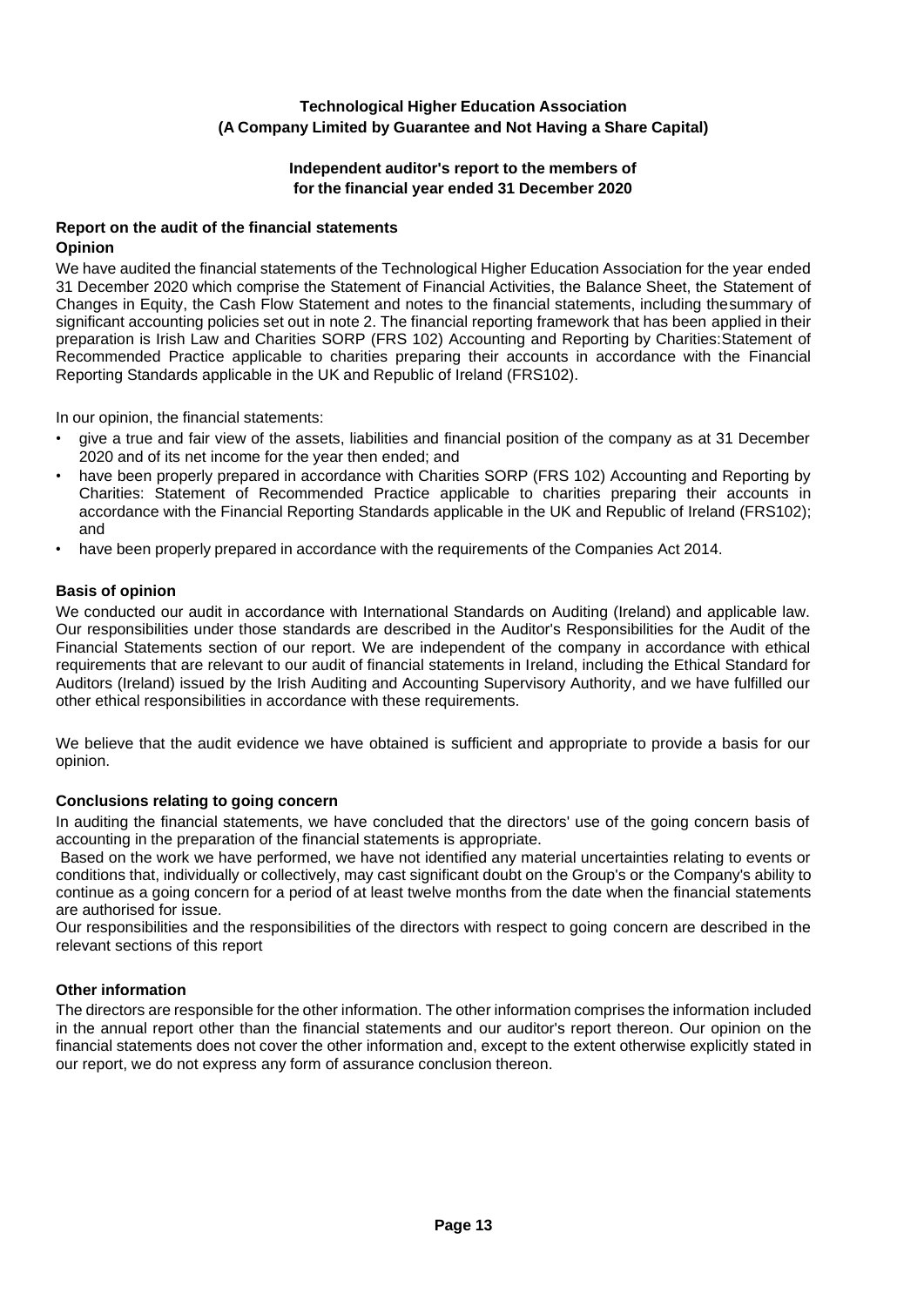**Technological Higher Education Association**
**(A Company Limited by Guarantee and Not Having a Share Capital)**

**Independent auditor's report to the members of**
**for the financial year ended 31 December 2020**

### Report on the audit of the financial statements

**Opinion**

We have audited the financial statements of the Technological Higher Education Association for the year ended 31 December 2020 which comprise the Statement of Financial Activities, the Balance Sheet, the Statement of Changes in Equity, the Cash Flow Statement and notes to the financial statements, including thesummary of significant accounting policies set out in note 2. The financial reporting framework that has been applied in their preparation is Irish Law and Charities SORP (FRS 102) Accounting and Reporting by Charities:Statement of Recommended Practice applicable to charities preparing their accounts in accordance with the Financial Reporting Standards applicable in the UK and Republic of Ireland (FRS102).

In our opinion, the financial statements:

- give a true and fair view of the assets, liabilities and financial position of the company as at 31 December 2020 and of its net income for the year then ended; and
- have been properly prepared in accordance with Charities SORP (FRS 102) Accounting and Reporting by Charities: Statement of Recommended Practice applicable to charities preparing their accounts in accordance with the Financial Reporting Standards applicable in the UK and Republic of Ireland (FRS102); and
- have been properly prepared in accordance with the requirements of the Companies Act 2014.

### Basis of opinion

We conducted our audit in accordance with International Standards on Auditing (Ireland) and applicable law. Our responsibilities under those standards are described in the Auditor's Responsibilities for the Audit of the Financial Statements section of our report. We are independent of the company in accordance with ethical requirements that are relevant to our audit of financial statements in Ireland, including the Ethical Standard for Auditors (Ireland) issued by the Irish Auditing and Accounting Supervisory Authority, and we have fulfilled our other ethical responsibilities in accordance with these requirements.

We believe that the audit evidence we have obtained is sufficient and appropriate to provide a basis for our opinion.

### Conclusions relating to going concern

In auditing the financial statements, we have concluded that the directors' use of the going concern basis of accounting in the preparation of the financial statements is appropriate.

Based on the work we have performed, we have not identified any material uncertainties relating to events or conditions that, individually or collectively, may cast significant doubt on the Group's or the Company's ability to continue as a going concern for a period of at least twelve months from the date when the financial statements are authorised for issue.

Our responsibilities and the responsibilities of the directors with respect to going concern are described in the relevant sections of this report

### Other information

The directors are responsible for the other information. The other information comprises the information included in the annual report other than the financial statements and our auditor's report thereon. Our opinion on the financial statements does not cover the other information and, except to the extent otherwise explicitly stated in our report, we do not express any form of assurance conclusion thereon.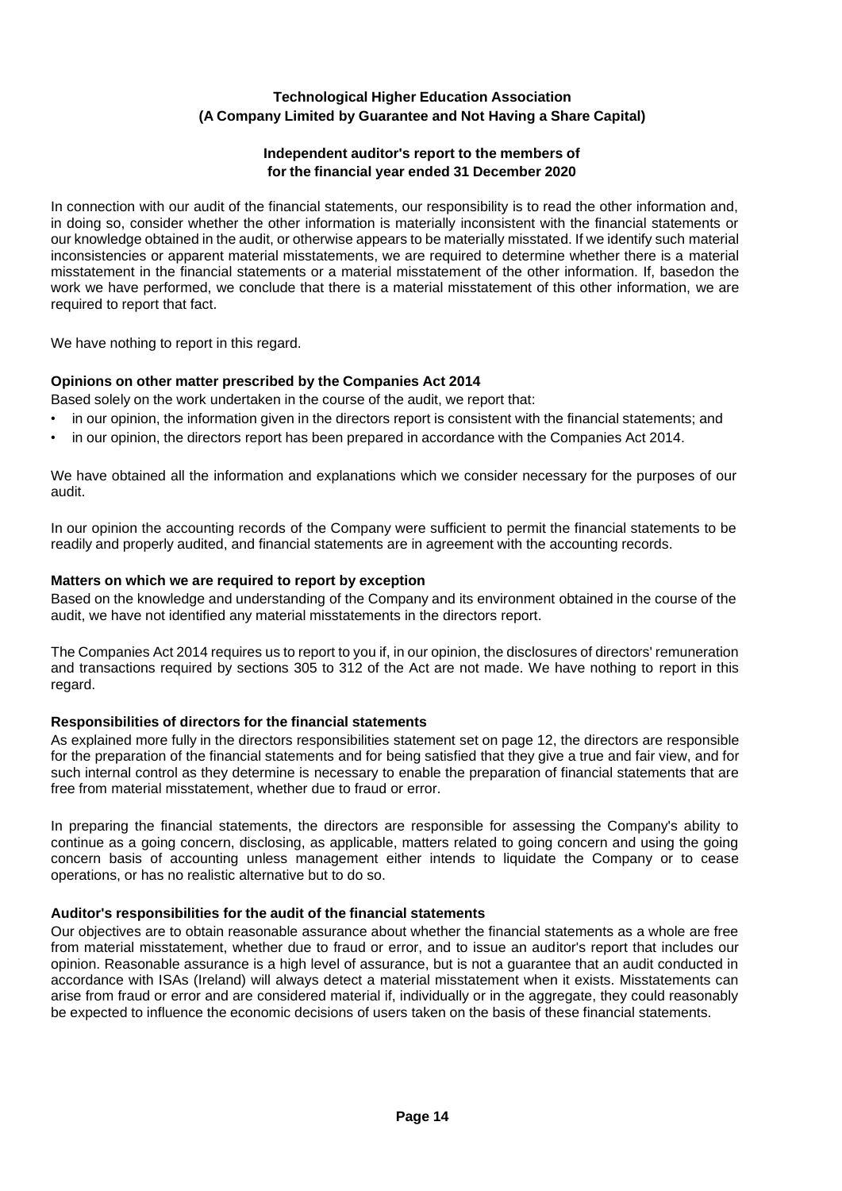**Technological Higher Education Association**
**(A Company Limited by Guarantee and Not Having a Share Capital)**

**Independent auditor's report to the members of**
**for the financial year ended 31 December 2020**

In connection with our audit of the financial statements, our responsibility is to read the other information and, in doing so, consider whether the other information is materially inconsistent with the financial statements or our knowledge obtained in the audit, or otherwise appears to be materially misstated. If we identify such material inconsistencies or apparent material misstatements, we are required to determine whether there is a material misstatement in the financial statements or a material misstatement of the other information. If, basedon the work we have performed, we conclude that there is a material misstatement of this other information, we are required to report that fact.

We have nothing to report in this regard.

**Opinions on other matter prescribed by the Companies Act 2014**

Based solely on the work undertaken in the course of the audit, we report that:

- in our opinion, the information given in the directors report is consistent with the financial statements; and
- in our opinion, the directors report has been prepared in accordance with the Companies Act 2014.

We have obtained all the information and explanations which we consider necessary for the purposes of our audit.

In our opinion the accounting records of the Company were sufficient to permit the financial statements to be readily and properly audited, and financial statements are in agreement with the accounting records.

**Matters on which we are required to report by exception**

Based on the knowledge and understanding of the Company and its environment obtained in the course of the audit, we have not identified any material misstatements in the directors report.

The Companies Act 2014 requires us to report to you if, in our opinion, the disclosures of directors' remuneration and transactions required by sections 305 to 312 of the Act are not made. We have nothing to report in this regard.

**Responsibilities of directors for the financial statements**

As explained more fully in the directors responsibilities statement set on page 12, the directors are responsible for the preparation of the financial statements and for being satisfied that they give a true and fair view, and for such internal control as they determine is necessary to enable the preparation of financial statements that are free from material misstatement, whether due to fraud or error.

In preparing the financial statements, the directors are responsible for assessing the Company's ability to continue as a going concern, disclosing, as applicable, matters related to going concern and using the going concern basis of accounting unless management either intends to liquidate the Company or to cease operations, or has no realistic alternative but to do so.

**Auditor's responsibilities for the audit of the financial statements**

Our objectives are to obtain reasonable assurance about whether the financial statements as a whole are free from material misstatement, whether due to fraud or error, and to issue an auditor's report that includes our opinion. Reasonable assurance is a high level of assurance, but is not a guarantee that an audit conducted in accordance with ISAs (Ireland) will always detect a material misstatement when it exists. Misstatements can arise from fraud or error and are considered material if, individually or in the aggregate, they could reasonably be expected to influence the economic decisions of users taken on the basis of these financial statements.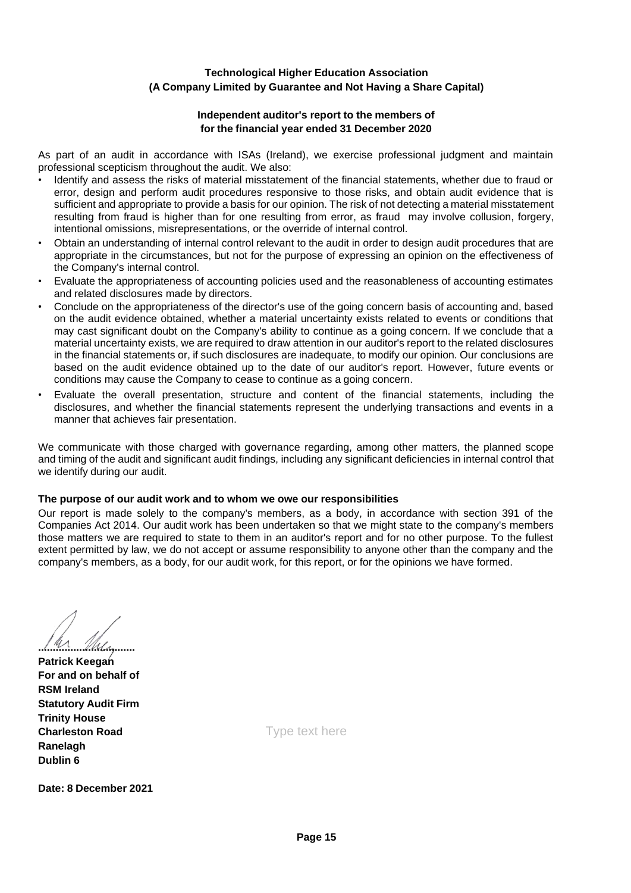**Technological Higher Education Association**
**(A Company Limited by Guarantee and Not Having a Share Capital)**

**Independent auditor's report to the members of**
**for the financial year ended 31 December 2020**

As part of an audit in accordance with ISAs (Ireland), we exercise professional judgment and maintain professional scepticism throughout the audit. We also:

- Identify and assess the risks of material misstatement of the financial statements, whether due to fraud or error, design and perform audit procedures responsive to those risks, and obtain audit evidence that is sufficient and appropriate to provide a basis for our opinion. The risk of not detecting a material misstatement resulting from fraud is higher than for one resulting from error, as fraud may involve collusion, forgery, intentional omissions, misrepresentations, or the override of internal control.
- Obtain an understanding of internal control relevant to the audit in order to design audit procedures that are appropriate in the circumstances, but not for the purpose of expressing an opinion on the effectiveness of the Company's internal control.
- Evaluate the appropriateness of accounting policies used and the reasonableness of accounting estimates and related disclosures made by directors.
- Conclude on the appropriateness of the director's use of the going concern basis of accounting and, based on the audit evidence obtained, whether a material uncertainty exists related to events or conditions that may cast significant doubt on the Company's ability to continue as a going concern. If we conclude that a material uncertainty exists, we are required to draw attention in our auditor's report to the related disclosures in the financial statements or, if such disclosures are inadequate, to modify our opinion. Our conclusions are based on the audit evidence obtained up to the date of our auditor's report. However, future events or conditions may cause the Company to cease to continue as a going concern.
- Evaluate the overall presentation, structure and content of the financial statements, including the disclosures, and whether the financial statements represent the underlying transactions and events in a manner that achieves fair presentation.

We communicate with those charged with governance regarding, among other matters, the planned scope and timing of the audit and significant audit findings, including any significant deficiencies in internal control that we identify during our audit.

**The purpose of our audit work and to whom we owe our responsibilities**

Our report is made solely to the company's members, as a body, in accordance with section 391 of the Companies Act 2014. Our audit work has been undertaken so that we might state to the company's members those matters we are required to state to them in an auditor's report and for no other purpose. To the fullest extent permitted by law, we do not accept or assume responsibility to anyone other than the company and the company's members, as a body, for our audit work, for this report, or for the opinions we have formed.

**............................**
**Patrick Keegan**
**For and on behalf of**
**RSM Ireland**
**Statutory Audit Firm**
**Trinity House**
**Charleston Road**
**Ranelagh**
**Dublin 6**

Type text here

**Date: 8 December 2021**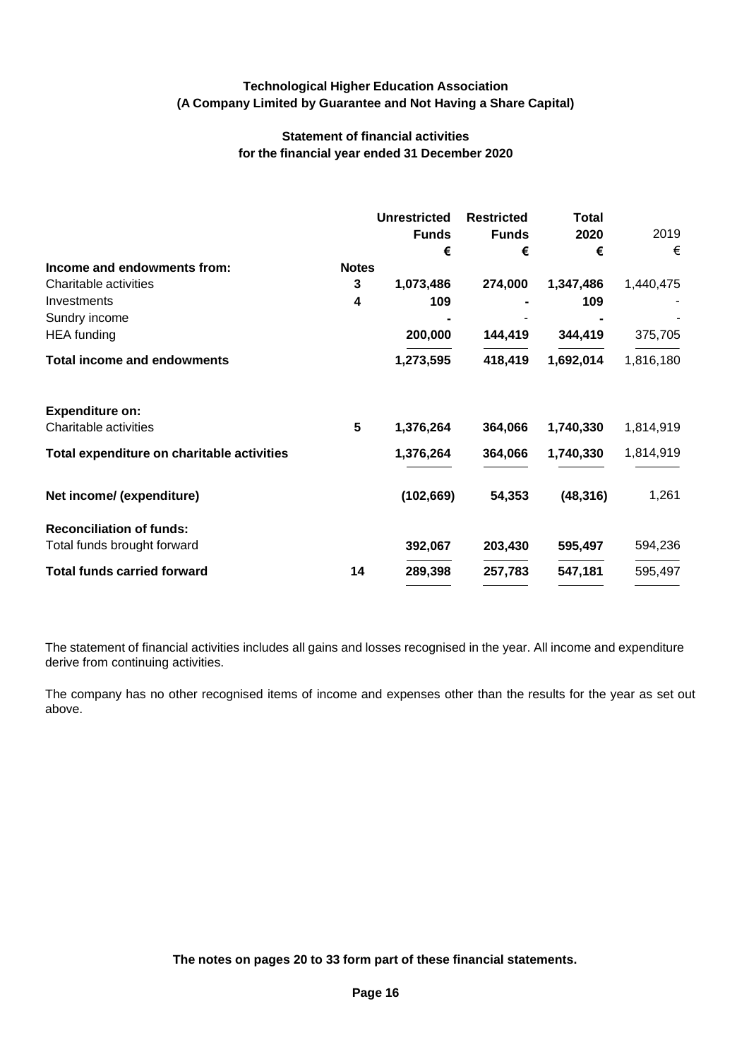**Technological Higher Education Association**
**(A Company Limited by Guarantee and Not Having a Share Capital)**

**Statement of financial activities**
**for the financial year ended 31 December 2020**

| | | Unrestricted Funds | Restricted Funds | Total 2020 | 2019 |
|---|---|---|---|---|---|
| | | € | € | € | € |
| **Income and endowments from:** | **Notes** | | | | |
| Charitable activities | **3** | **1,073,486** | **274,000** | **1,347,486** | 1,440,475 |
| Investments | **4** | **109** | **-** | **109** | - |
| Sundry income | | **-** | - | **-** | - |
| HEA funding | | **200,000** | **144,419** | **344,419** | 375,705 |
| **Total income and endowments** | | **1,273,595** | **418,419** | **1,692,014** | 1,816,180 |
| | | | | | |
| **Expenditure on:** | | | | | |
| Charitable activities | **5** | **1,376,264** | **364,066** | **1,740,330** | 1,814,919 |
| **Total expenditure on charitable activities** | | **1,376,264** | **364,066** | **1,740,330** | 1,814,919 |
| | | | | | |
| **Net income/ (expenditure)** | | **(102,669)** | **54,353** | **(48,316)** | 1,261 |
| | | | | | |
| **Reconciliation of funds:** | | | | | |
| Total funds brought forward | | **392,067** | **203,430** | **595,497** | 594,236 |
| **Total funds carried forward** | **14** | **289,398** | **257,783** | **547,181** | 595,497 |

The statement of financial activities includes all gains and losses recognised in the year. All income and expenditure derive from continuing activities.

The company has no other recognised items of income and expenses other than the results for the year as set out above.

**The notes on pages 20 to 33 form part of these financial statements.**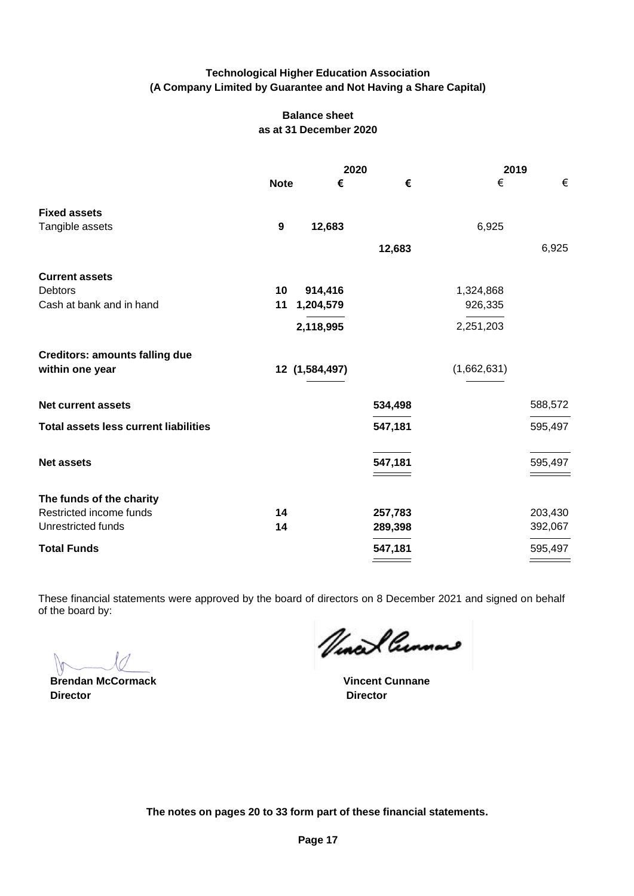**Technological Higher Education Association**
**(A Company Limited by Guarantee and Not Having a Share Capital)**

## Balance sheet
**as at 31 December 2020**

| | Note | 2020 € | 2020 € | 2019 € | 2019 € |
|---|---|---|---|---|---|
| **Fixed assets** | | | | | |
| Tangible assets | 9 | 12,683 | | 6,925 | |
| | | | 12,683 | | 6,925 |
| **Current assets** | | | | | |
| Debtors | 10 | 914,416 | | 1,324,868 | |
| Cash at bank and in hand | 11 | 1,204,579 | | 926,335 | |
| | | 2,118,995 | | 2,251,203 | |
| **Creditors: amounts falling due within one year** | 12 | (1,584,497) | | (1,662,631) | |
| **Net current assets** | | | 534,498 | | 588,572 |
| **Total assets less current liabilities** | | | 547,181 | | 595,497 |
| **Net assets** | | | 547,181 | | 595,497 |
| **The funds of the charity** | | | | | |
| Restricted income funds | 14 | | 257,783 | | 203,430 |
| Unrestricted funds | 14 | | 289,398 | | 392,067 |
| **Total Funds** | | | 547,181 | | 595,497 |

These financial statements were approved by the board of directors on 8 December 2021 and signed on behalf of the board by:

**Brendan McCormack**
**Director**

**Vincent Cunnane**
**Director**

**The notes on pages 20 to 33 form part of these financial statements.**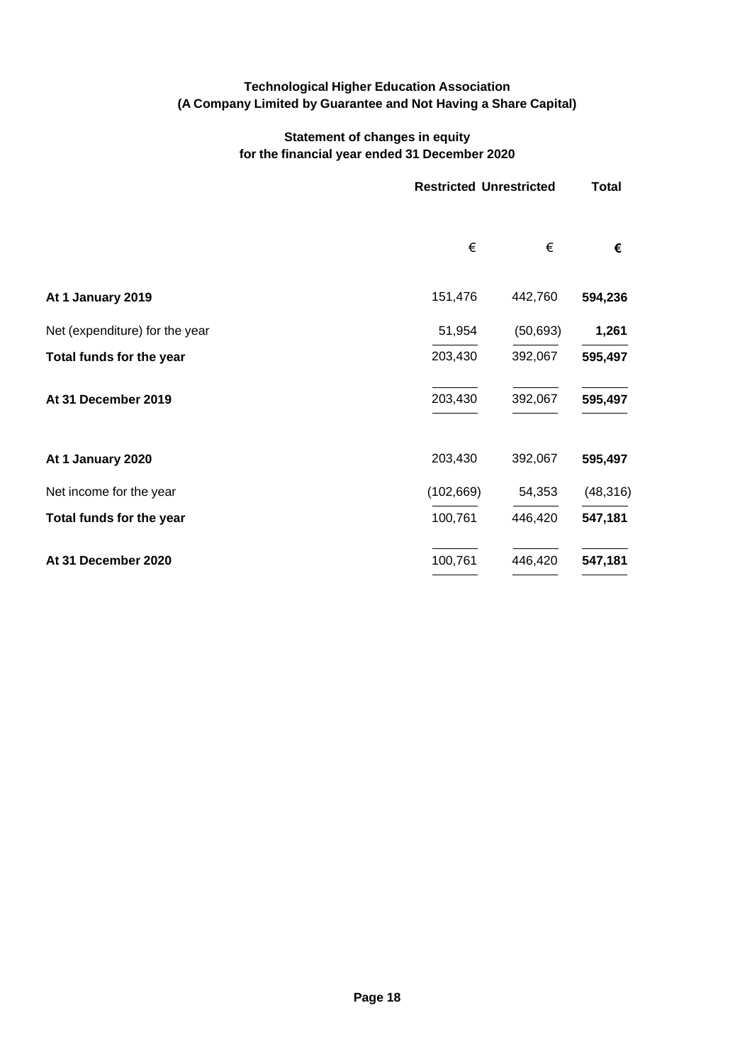**Technological Higher Education Association**
**(A Company Limited by Guarantee and Not Having a Share Capital)**

**Statement of changes in equity**
**for the financial year ended 31 December 2020**

| | Restricted | Unrestricted | Total |
|---|---|---|---|
| | € | € | € |
| **At 1 January 2019** | 151,476 | 442,760 | **594,236** |
| Net (expenditure) for the year | 51,954 | (50,693) | **1,261** |
| **Total funds for the year** | 203,430 | 392,067 | **595,497** |
| **At 31 December 2019** | 203,430 | 392,067 | **595,497** |
| **At 1 January 2020** | 203,430 | 392,067 | **595,497** |
| Net income for the year | (102,669) | 54,353 | (48,316) |
| **Total funds for the year** | 100,761 | 446,420 | **547,181** |
| **At 31 December 2020** | 100,761 | 446,420 | **547,181** |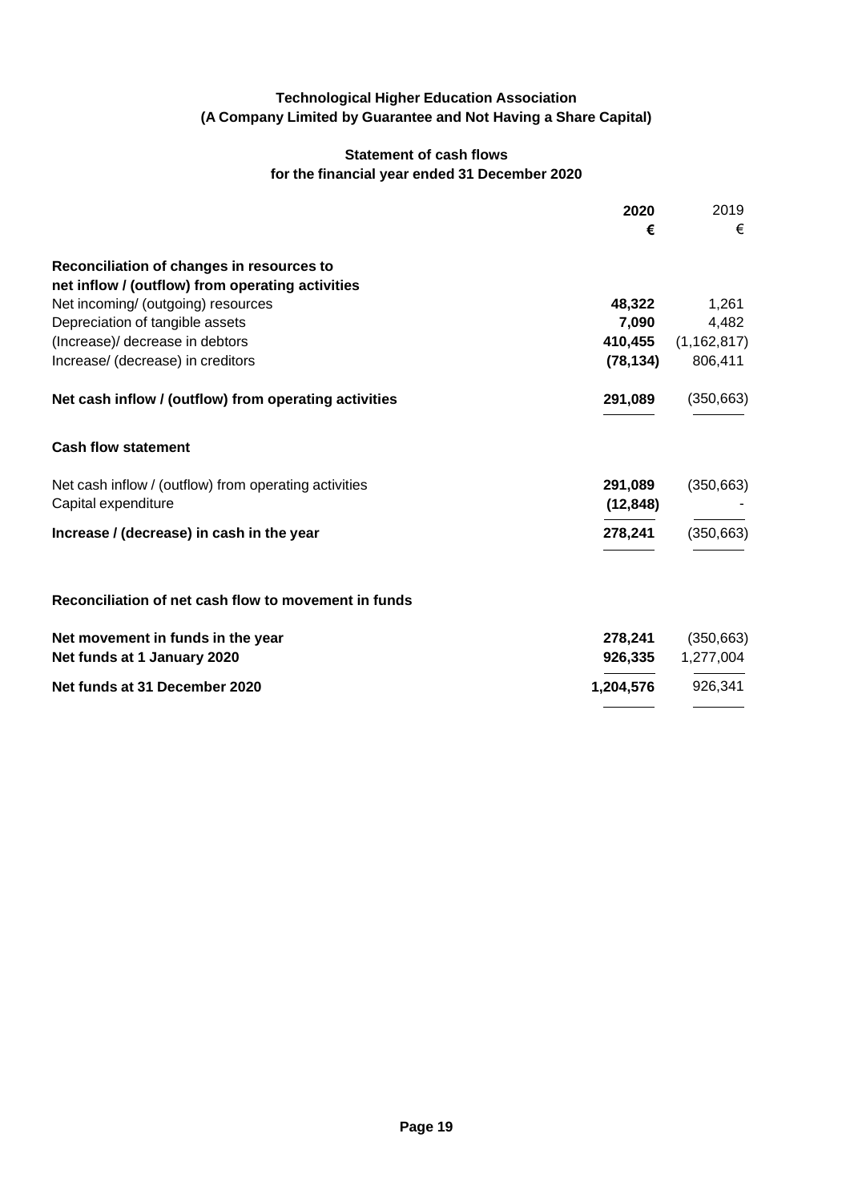**Technological Higher Education Association**
**(A Company Limited by Guarantee and Not Having a Share Capital)**

**Statement of cash flows**
**for the financial year ended 31 December 2020**

| | **2020** | 2019 |
|---|---|---|
| | **€** | € |
| **Reconciliation of changes in resources to net inflow / (outflow) from operating activities** | | |
| Net incoming/ (outgoing) resources | **48,322** | 1,261 |
| Depreciation of tangible assets | **7,090** | 4,482 |
| (Increase)/ decrease in debtors | **410,455** | (1,162,817) |
| Increase/ (decrease) in creditors | **(78,134)** | 806,411 |
| **Net cash inflow / (outflow) from operating activities** | **291,089** | (350,663) |
| **Cash flow statement** | | |
| Net cash inflow / (outflow) from operating activities | **291,089** | (350,663) |
| Capital expenditure | **(12,848)** | - |
| **Increase / (decrease) in cash in the year** | **278,241** | (350,663) |
| **Reconciliation of net cash flow to movement in funds** | | |
| **Net movement in funds in the year** | **278,241** | (350,663) |
| **Net funds at 1 January 2020** | **926,335** | 1,277,004 |
| **Net funds at 31 December 2020** | **1,204,576** | 926,341 |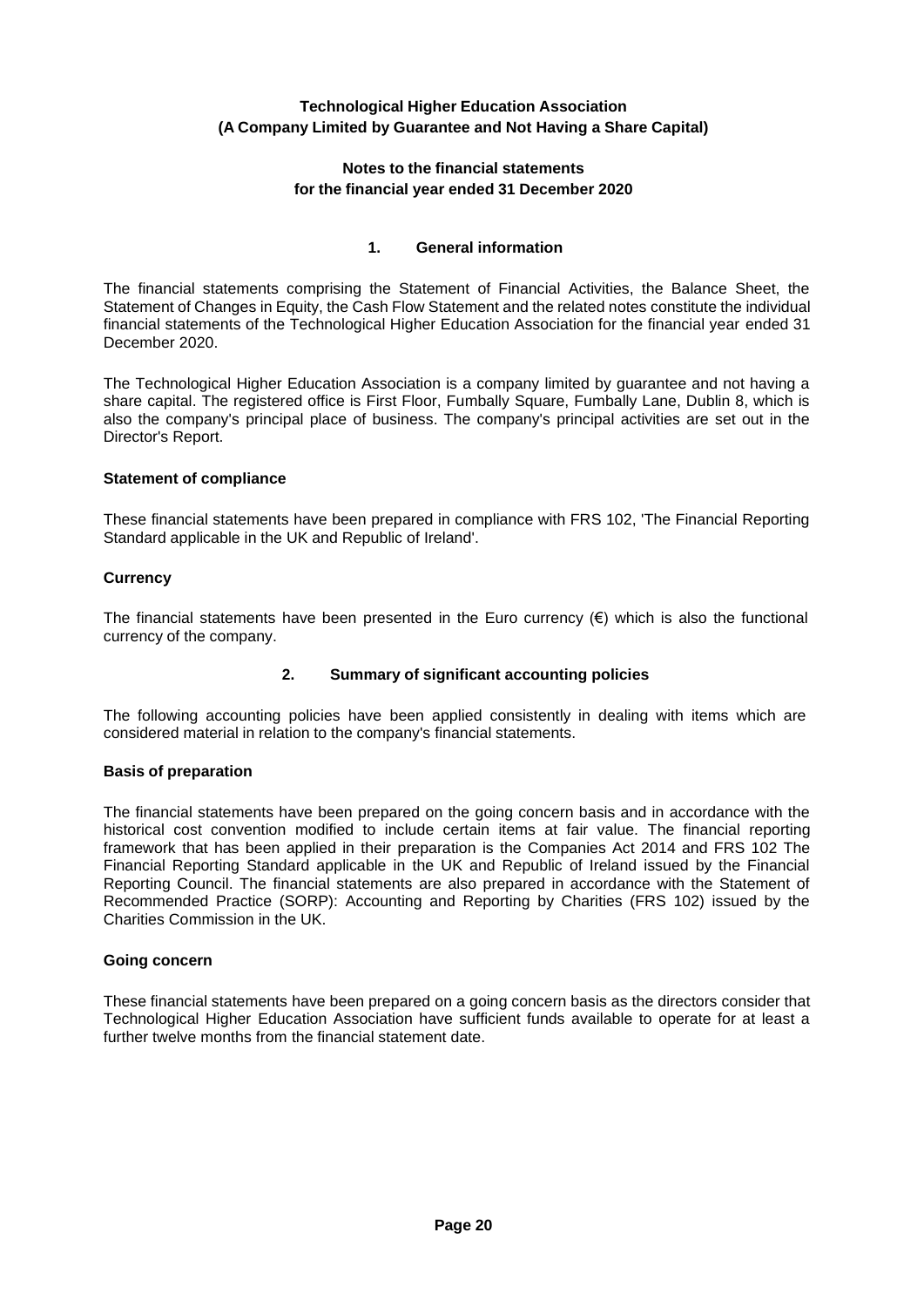**Technological Higher Education Association**
**(A Company Limited by Guarantee and Not Having a Share Capital)**

**Notes to the financial statements**
**for the financial year ended 31 December 2020**

## 1. General information

The financial statements comprising the Statement of Financial Activities, the Balance Sheet, the Statement of Changes in Equity, the Cash Flow Statement and the related notes constitute the individual financial statements of the Technological Higher Education Association for the financial year ended 31 December 2020.

The Technological Higher Education Association is a company limited by guarantee and not having a share capital. The registered office is First Floor, Fumbally Square, Fumbally Lane, Dublin 8, which is also the company's principal place of business. The company's principal activities are set out in the Director's Report.

### Statement of compliance

These financial statements have been prepared in compliance with FRS 102, 'The Financial Reporting Standard applicable in the UK and Republic of Ireland'.

### Currency

The financial statements have been presented in the Euro currency (€) which is also the functional currency of the company.

## 2. Summary of significant accounting policies

The following accounting policies have been applied consistently in dealing with items which are considered material in relation to the company's financial statements.

### Basis of preparation

The financial statements have been prepared on the going concern basis and in accordance with the historical cost convention modified to include certain items at fair value. The financial reporting framework that has been applied in their preparation is the Companies Act 2014 and FRS 102 The Financial Reporting Standard applicable in the UK and Republic of Ireland issued by the Financial Reporting Council. The financial statements are also prepared in accordance with the Statement of Recommended Practice (SORP): Accounting and Reporting by Charities (FRS 102) issued by the Charities Commission in the UK.

### Going concern

These financial statements have been prepared on a going concern basis as the directors consider that Technological Higher Education Association have sufficient funds available to operate for at least a further twelve months from the financial statement date.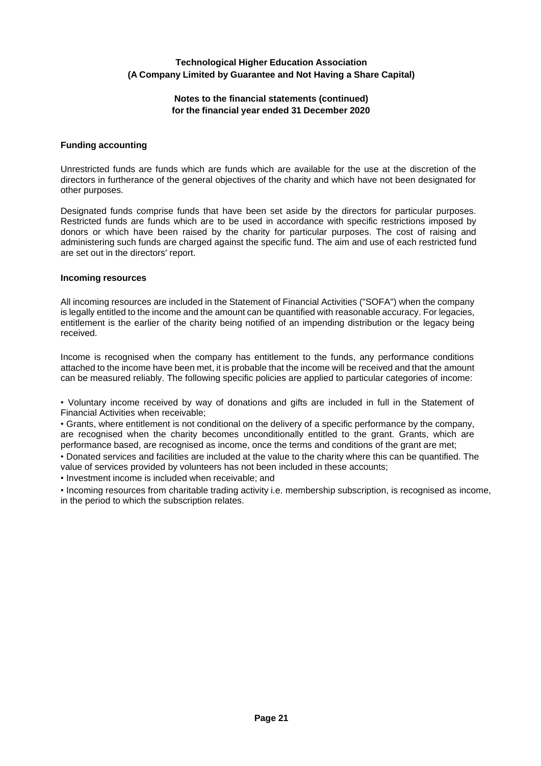#### Funding accounting

Unrestricted funds are funds which are funds which are available for the use at the discretion of the directors in furtherance of the general objectives of the charity and which have not been designated for other purposes.

Designated funds comprise funds that have been set aside by the directors for particular purposes. Restricted funds are funds which are to be used in accordance with specific restrictions imposed by donors or which have been raised by the charity for particular purposes. The cost of raising and administering such funds are charged against the specific fund. The aim and use of each restricted fund are set out in the directors' report.

#### Incoming resources

All incoming resources are included in the Statement of Financial Activities ("SOFA") when the company is legally entitled to the income and the amount can be quantified with reasonable accuracy. For legacies, entitlement is the earlier of the charity being notified of an impending distribution or the legacy being received.

Income is recognised when the company has entitlement to the funds, any performance conditions attached to the income have been met, it is probable that the income will be received and that the amount can be measured reliably. The following specific policies are applied to particular categories of income:

- Voluntary income received by way of donations and gifts are included in full in the Statement of Financial Activities when receivable;
- Grants, where entitlement is not conditional on the delivery of a specific performance by the company, are recognised when the charity becomes unconditionally entitled to the grant. Grants, which are performance based, are recognised as income, once the terms and conditions of the grant are met;
- Donated services and facilities are included at the value to the charity where this can be quantified. The value of services provided by volunteers has not been included in these accounts;
- Investment income is included when receivable; and
- Incoming resources from charitable trading activity i.e. membership subscription, is recognised as income, in the period to which the subscription relates.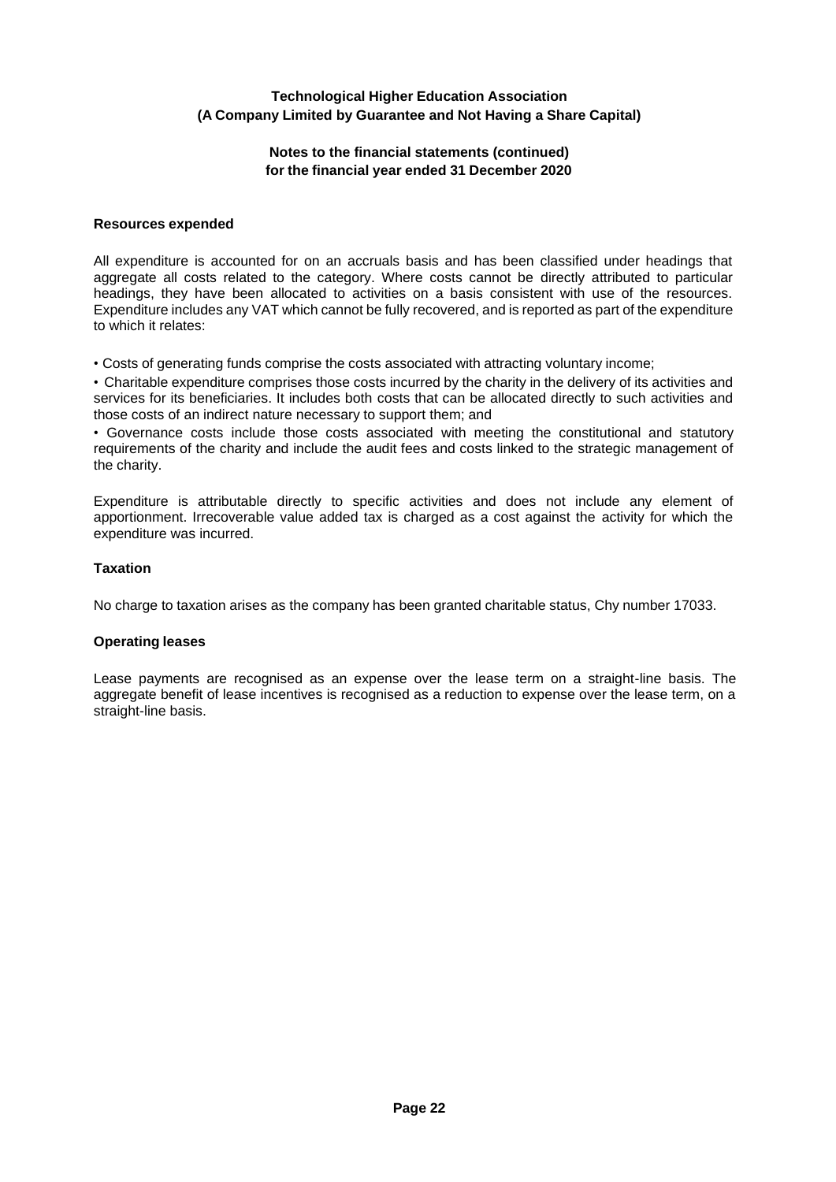**Resources expended**

All expenditure is accounted for on an accruals basis and has been classified under headings that aggregate all costs related to the category. Where costs cannot be directly attributed to particular headings, they have been allocated to activities on a basis consistent with use of the resources. Expenditure includes any VAT which cannot be fully recovered, and is reported as part of the expenditure to which it relates:

• Costs of generating funds comprise the costs associated with attracting voluntary income;

• Charitable expenditure comprises those costs incurred by the charity in the delivery of its activities and services for its beneficiaries. It includes both costs that can be allocated directly to such activities and those costs of an indirect nature necessary to support them; and

• Governance costs include those costs associated with meeting the constitutional and statutory requirements of the charity and include the audit fees and costs linked to the strategic management of the charity.

Expenditure is attributable directly to specific activities and does not include any element of apportionment. Irrecoverable value added tax is charged as a cost against the activity for which the expenditure was incurred.

**Taxation**

No charge to taxation arises as the company has been granted charitable status, Chy number 17033.

**Operating leases**

Lease payments are recognised as an expense over the lease term on a straight-line basis. The aggregate benefit of lease incentives is recognised as a reduction to expense over the lease term, on a straight-line basis.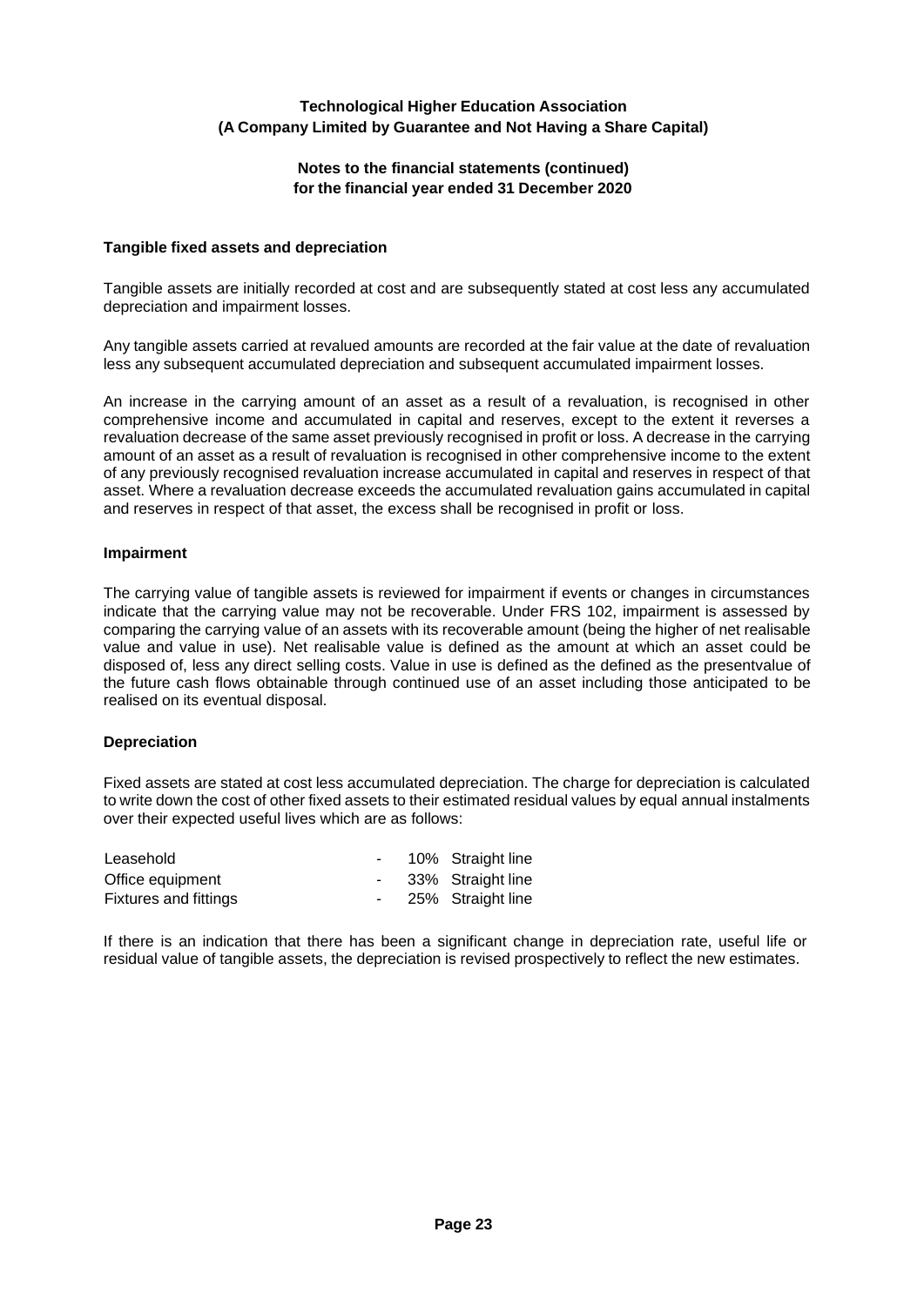**Technological Higher Education Association**
**(A Company Limited by Guarantee and Not Having a Share Capital)**

**Notes to the financial statements (continued)**
**for the financial year ended 31 December 2020**

### Tangible fixed assets and depreciation

Tangible assets are initially recorded at cost and are subsequently stated at cost less any accumulated depreciation and impairment losses.

Any tangible assets carried at revalued amounts are recorded at the fair value at the date of revaluation less any subsequent accumulated depreciation and subsequent accumulated impairment losses.

An increase in the carrying amount of an asset as a result of a revaluation, is recognised in other comprehensive income and accumulated in capital and reserves, except to the extent it reverses a revaluation decrease of the same asset previously recognised in profit or loss. A decrease in the carrying amount of an asset as a result of revaluation is recognised in other comprehensive income to the extent of any previously recognised revaluation increase accumulated in capital and reserves in respect of that asset. Where a revaluation decrease exceeds the accumulated revaluation gains accumulated in capital and reserves in respect of that asset, the excess shall be recognised in profit or loss.

### Impairment

The carrying value of tangible assets is reviewed for impairment if events or changes in circumstances indicate that the carrying value may not be recoverable. Under FRS 102, impairment is assessed by comparing the carrying value of an assets with its recoverable amount (being the higher of net realisable value and value in use). Net realisable value is defined as the amount at which an asset could be disposed of, less any direct selling costs. Value in use is defined as the defined as the presentvalue of the future cash flows obtainable through continued use of an asset including those anticipated to be realised on its eventual disposal.

### Depreciation

Fixed assets are stated at cost less accumulated depreciation. The charge for depreciation is calculated to write down the cost of other fixed assets to their estimated residual values by equal annual instalments over their expected useful lives which are as follows:

| | | |
|---|---|---|
| Leasehold | - | 10% Straight line |
| Office equipment | - | 33% Straight line |
| Fixtures and fittings | - | 25% Straight line |

If there is an indication that there has been a significant change in depreciation rate, useful life or residual value of tangible assets, the depreciation is revised prospectively to reflect the new estimates.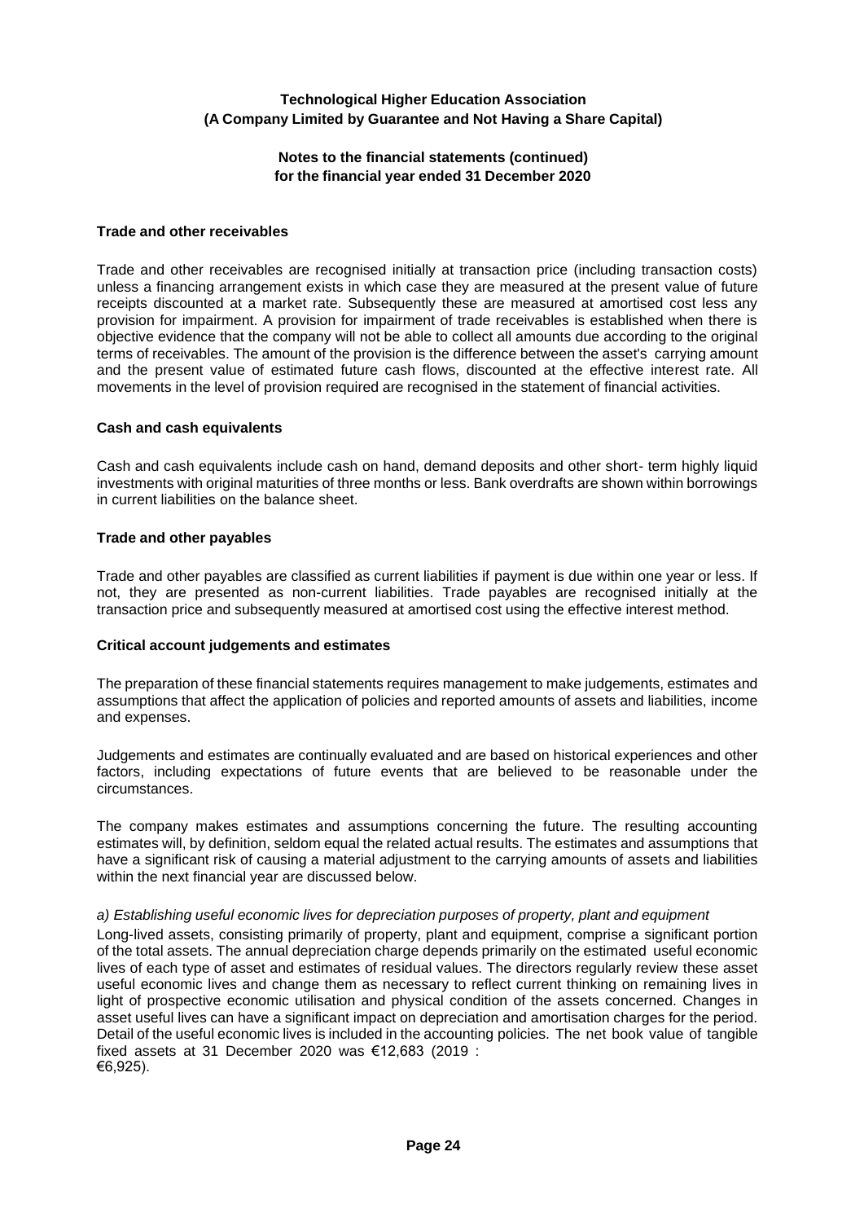#### Trade and other receivables

Trade and other receivables are recognised initially at transaction price (including transaction costs) unless a financing arrangement exists in which case they are measured at the present value of future receipts discounted at a market rate. Subsequently these are measured at amortised cost less any provision for impairment. A provision for impairment of trade receivables is established when there is objective evidence that the company will not be able to collect all amounts due according to the original terms of receivables. The amount of the provision is the difference between the asset's carrying amount and the present value of estimated future cash flows, discounted at the effective interest rate. All movements in the level of provision required are recognised in the statement of financial activities.

#### Cash and cash equivalents

Cash and cash equivalents include cash on hand, demand deposits and other short- term highly liquid investments with original maturities of three months or less. Bank overdrafts are shown within borrowings in current liabilities on the balance sheet.

#### Trade and other payables

Trade and other payables are classified as current liabilities if payment is due within one year or less. If not, they are presented as non-current liabilities. Trade payables are recognised initially at the transaction price and subsequently measured at amortised cost using the effective interest method.

#### Critical account judgements and estimates

The preparation of these financial statements requires management to make judgements, estimates and assumptions that affect the application of policies and reported amounts of assets and liabilities, income and expenses.

Judgements and estimates are continually evaluated and are based on historical experiences and other factors, including expectations of future events that are believed to be reasonable under the circumstances.

The company makes estimates and assumptions concerning the future. The resulting accounting estimates will, by definition, seldom equal the related actual results. The estimates and assumptions that have a significant risk of causing a material adjustment to the carrying amounts of assets and liabilities within the next financial year are discussed below.

*a) Establishing useful economic lives for depreciation purposes of property, plant and equipment*

Long-lived assets, consisting primarily of property, plant and equipment, comprise a significant portion of the total assets. The annual depreciation charge depends primarily on the estimated useful economic lives of each type of asset and estimates of residual values. The directors regularly review these asset useful economic lives and change them as necessary to reflect current thinking on remaining lives in light of prospective economic utilisation and physical condition of the assets concerned. Changes in asset useful lives can have a significant impact on depreciation and amortisation charges for the period. Detail of the useful economic lives is included in the accounting policies. The net book value of tangible fixed assets at 31 December 2020 was €12,683 (2019 : €6,925).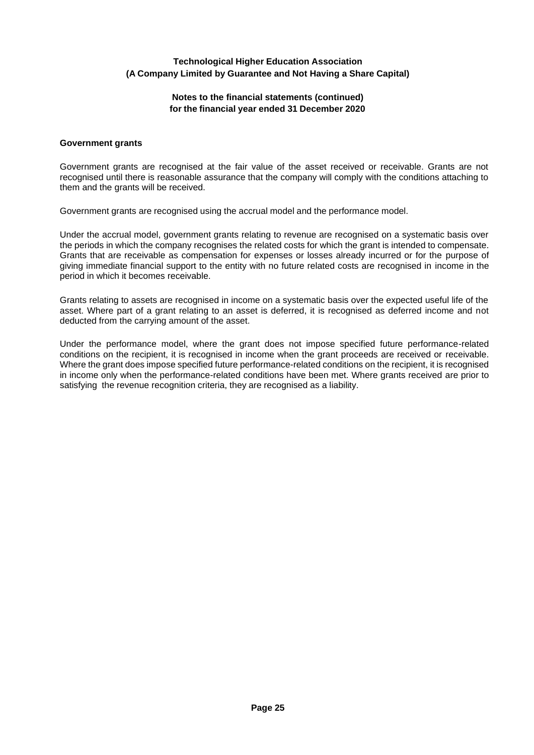### Government grants

Government grants are recognised at the fair value of the asset received or receivable. Grants are not recognised until there is reasonable assurance that the company will comply with the conditions attaching to them and the grants will be received.

Government grants are recognised using the accrual model and the performance model.

Under the accrual model, government grants relating to revenue are recognised on a systematic basis over the periods in which the company recognises the related costs for which the grant is intended to compensate. Grants that are receivable as compensation for expenses or losses already incurred or for the purpose of giving immediate financial support to the entity with no future related costs are recognised in income in the period in which it becomes receivable.

Grants relating to assets are recognised in income on a systematic basis over the expected useful life of the asset. Where part of a grant relating to an asset is deferred, it is recognised as deferred income and not deducted from the carrying amount of the asset.

Under the performance model, where the grant does not impose specified future performance-related conditions on the recipient, it is recognised in income when the grant proceeds are received or receivable. Where the grant does impose specified future performance-related conditions on the recipient, it is recognised in income only when the performance-related conditions have been met. Where grants received are prior to satisfying the revenue recognition criteria, they are recognised as a liability.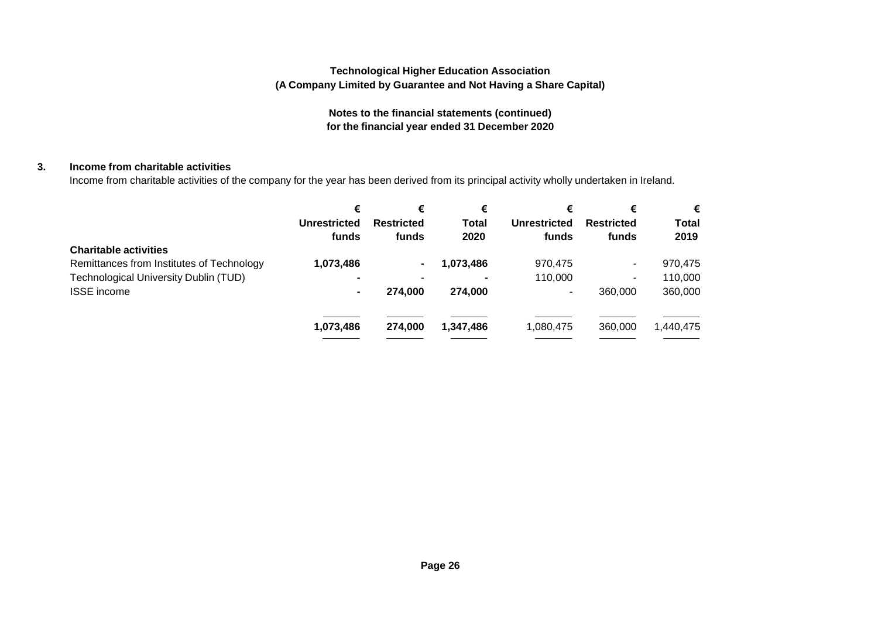**Technological Higher Education Association**
**(A Company Limited by Guarantee and Not Having a Share Capital)**

**Notes to the financial statements (continued)**
**for the financial year ended 31 December 2020**

### 3. Income from charitable activities

Income from charitable activities of the company for the year has been derived from its principal activity wholly undertaken in Ireland.

| | € Unrestricted funds | € Restricted funds | € Total 2020 | € Unrestricted funds | € Restricted funds | € Total 2019 |
|---|---|---|---|---|---|---|
| **Charitable activities** | | | | | | |
| Remittances from Institutes of Technology | **1,073,486** | **-** | **1,073,486** | 970,475 | - | 970,475 |
| Technological University Dublin (TUD) | **-** | - | **-** | 110,000 | - | 110,000 |
| ISSE income | **-** | **274,000** | **274,000** | - | 360,000 | 360,000 |
| | **1,073,486** | **274,000** | **1,347,486** | 1,080,475 | 360,000 | 1,440,475 |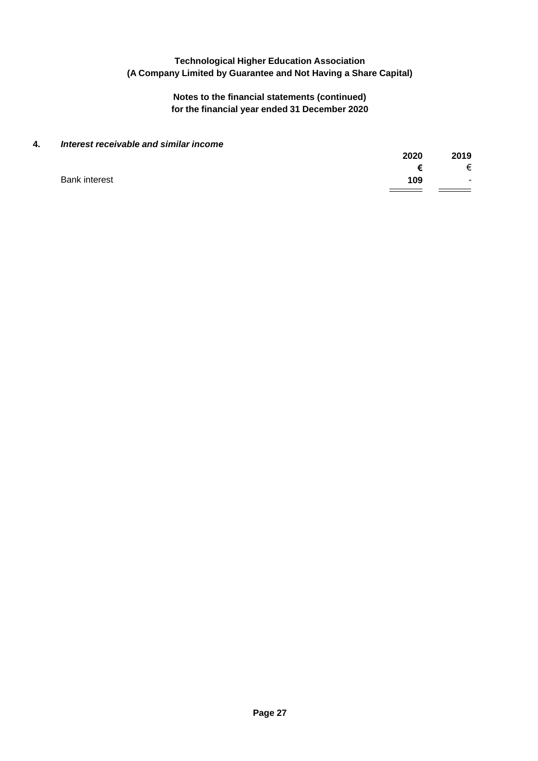# Technological Higher Education Association
## (A Company Limited by Guarantee and Not Having a Share Capital)

### Notes to the financial statements (continued)
### for the financial year ended 31 December 2020

**4.** ***Interest receivable and similar income***

| | 2020 | 2019 |
|---|---|---|
| | € | € |
| Bank interest | **109** | - |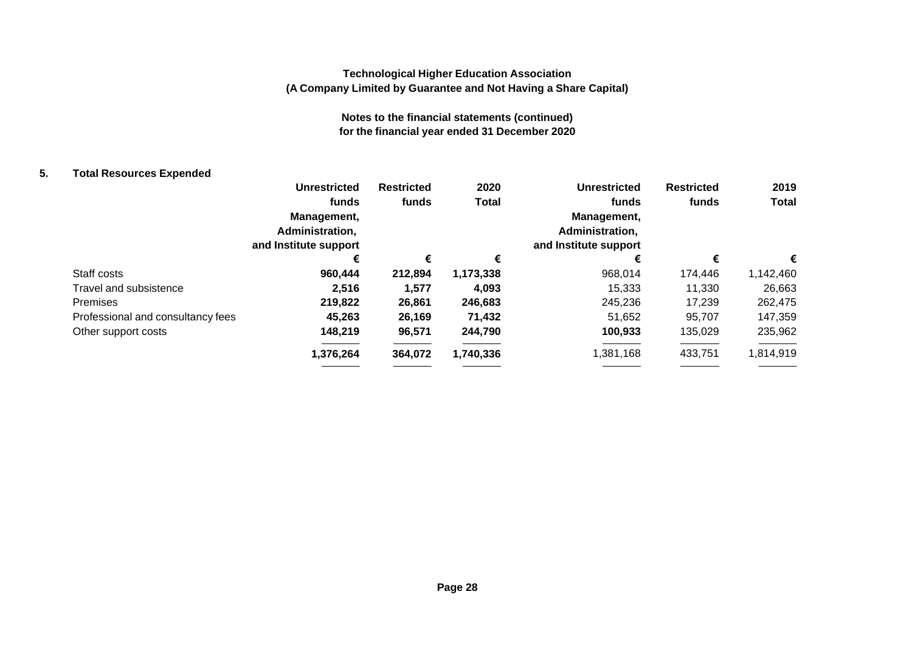**Technological Higher Education Association**
**(A Company Limited by Guarantee and Not Having a Share Capital)**

**Notes to the financial statements (continued)**
**for the financial year ended 31 December 2020**

## 5. Total Resources Expended

| | Unrestricted funds Management, Administration, and Institute support | Restricted funds | 2020 Total | Unrestricted funds Management, Administration, and Institute support | Restricted funds | 2019 Total |
|---|---|---|---|---|---|---|
| | € | € | € | € | € | € |
| Staff costs | **960,444** | **212,894** | **1,173,338** | 968,014 | 174,446 | 1,142,460 |
| Travel and subsistence | **2,516** | **1,577** | **4,093** | 15,333 | 11,330 | 26,663 |
| Premises | **219,822** | **26,861** | **246,683** | 245,236 | 17,239 | 262,475 |
| Professional and consultancy fees | **45,263** | **26,169** | **71,432** | 51,652 | 95,707 | 147,359 |
| Other support costs | **148,219** | **96,571** | **244,790** | **100,933** | 135,029 | 235,962 |
| | **1,376,264** | **364,072** | **1,740,336** | 1,381,168 | 433,751 | 1,814,919 |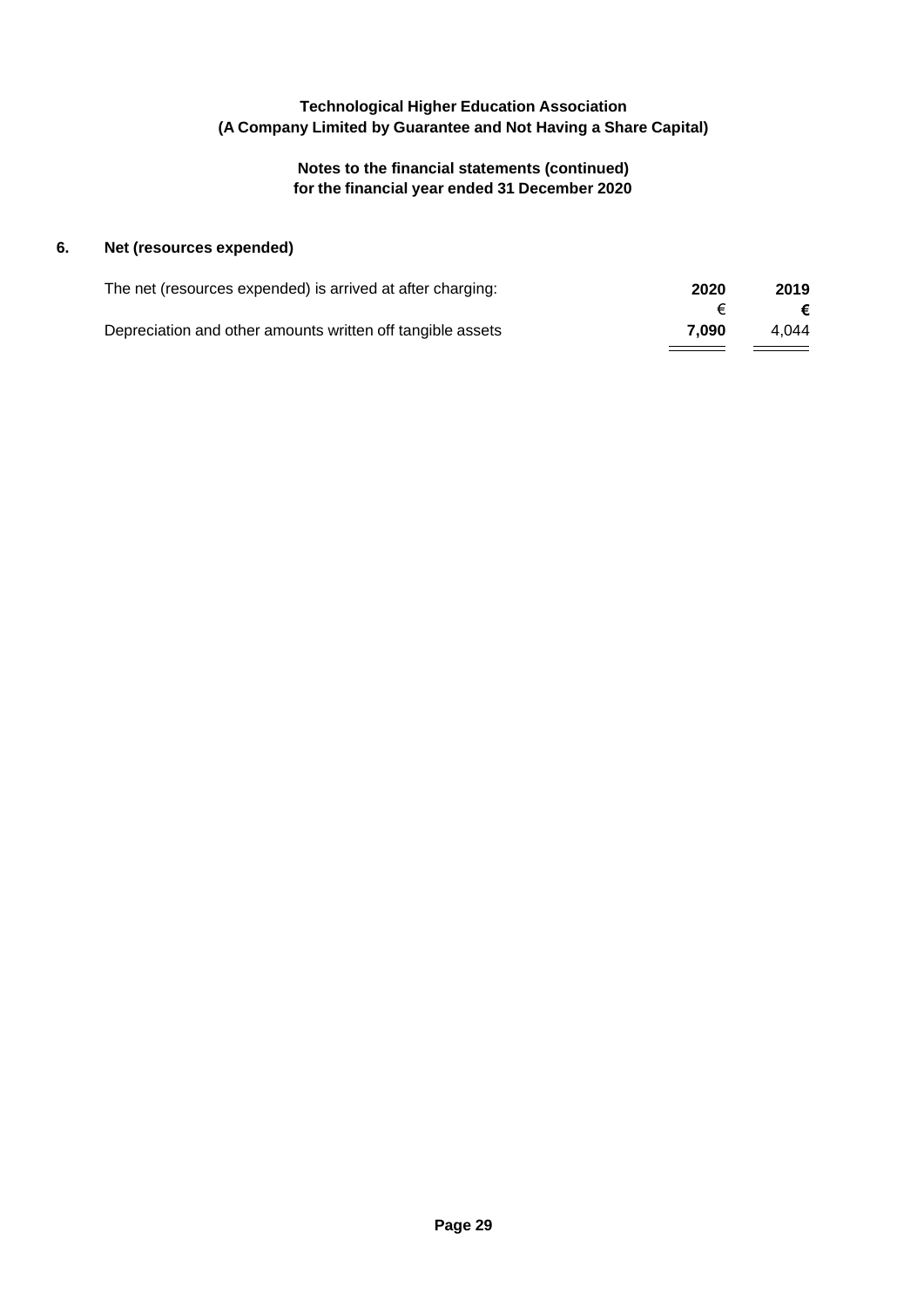**Technological Higher Education Association**
**(A Company Limited by Guarantee and Not Having a Share Capital)**

**Notes to the financial statements (continued)**
**for the financial year ended 31 December 2020**

## 6. Net (resources expended)

| The net (resources expended) is arrived at after charging: | 2020 | 2019 |
|---|---|---|
| | € | € |
| Depreciation and other amounts written off tangible assets | **7,090** | 4,044 |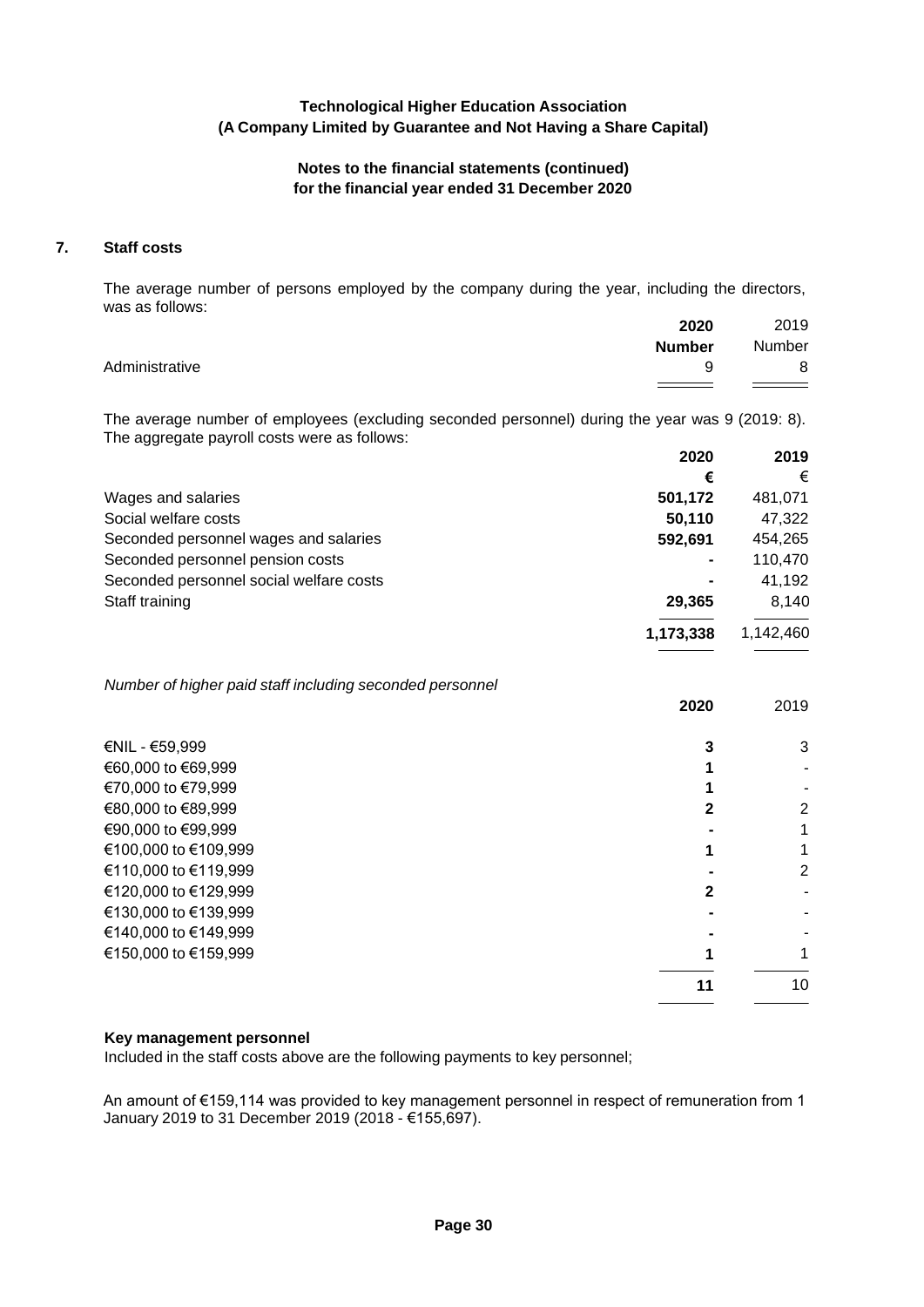**Technological Higher Education Association**
**(A Company Limited by Guarantee and Not Having a Share Capital)**

**Notes to the financial statements (continued)**
**for the financial year ended 31 December 2020**

## 7. Staff costs

The average number of persons employed by the company during the year, including the directors, was as follows:

| | 2020 | 2019 |
|---|---|---|
| | **Number** | Number |
| Administrative | 9 | 8 |

The average number of employees (excluding seconded personnel) during the year was 9 (2019: 8). The aggregate payroll costs were as follows:

| | 2020 | 2019 |
|---|---|---|
| | **€** | € |
| Wages and salaries | **501,172** | 481,071 |
| Social welfare costs | **50,110** | 47,322 |
| Seconded personnel wages and salaries | **592,691** | 454,265 |
| Seconded personnel pension costs | **-** | 110,470 |
| Seconded personnel social welfare costs | **-** | 41,192 |
| Staff training | **29,365** | 8,140 |
| | **1,173,338** | 1,142,460 |

*Number of higher paid staff including seconded personnel*

| | 2020 | 2019 |
|---|---|---|
| €NIL - €59,999 | **3** | 3 |
| €60,000 to €69,999 | **1** | - |
| €70,000 to €79,999 | **1** | - |
| €80,000 to €89,999 | **2** | 2 |
| €90,000 to €99,999 | **-** | 1 |
| €100,000 to €109,999 | **1** | 1 |
| €110,000 to €119,999 | **-** | 2 |
| €120,000 to €129,999 | **2** | - |
| €130,000 to €139,999 | **-** | - |
| €140,000 to €149,999 | **-** | - |
| €150,000 to €159,999 | **1** | 1 |
| | **11** | 10 |

**Key management personnel**

Included in the staff costs above are the following payments to key personnel;

An amount of €159,114 was provided to key management personnel in respect of remuneration from 1 January 2019 to 31 December 2019 (2018 - €155,697).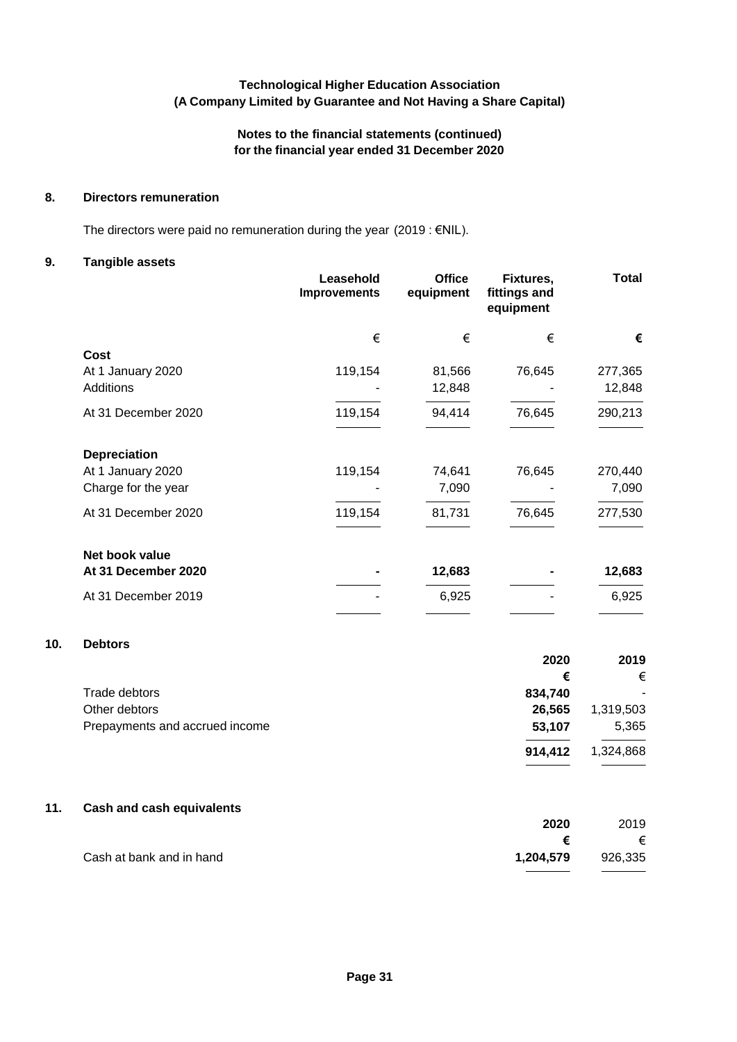**Technological Higher Education Association**
**(A Company Limited by Guarantee and Not Having a Share Capital)**

**Notes to the financial statements (continued)**
**for the financial year ended 31 December 2020**

## 8. Directors remuneration

The directors were paid no remuneration during the year (2019 : €NIL).

## 9. Tangible assets

| | Leasehold Improvements | Office equipment | Fixtures, fittings and equipment | Total |
|---|---|---|---|---|
| | € | € | € | € |
| **Cost** | | | | |
| At 1 January 2020 | 119,154 | 81,566 | 76,645 | 277,365 |
| Additions | - | 12,848 | - | 12,848 |
| At 31 December 2020 | 119,154 | 94,414 | 76,645 | 290,213 |
| **Depreciation** | | | | |
| At 1 January 2020 | 119,154 | 74,641 | 76,645 | 270,440 |
| Charge for the year | - | 7,090 | - | 7,090 |
| At 31 December 2020 | 119,154 | 81,731 | 76,645 | 277,530 |
| **Net book value** | | | | |
| **At 31 December 2020** | **-** | **12,683** | **-** | **12,683** |
| At 31 December 2019 | - | 6,925 | - | 6,925 |

## 10. Debtors

| | 2020 | 2019 |
|---|---|---|
| | € | € |
| Trade debtors | **834,740** | - |
| Other debtors | **26,565** | 1,319,503 |
| Prepayments and accrued income | **53,107** | 5,365 |
| | **914,412** | 1,324,868 |

## 11. Cash and cash equivalents

| | 2020 | 2019 |
|---|---|---|
| | € | € |
| Cash at bank and in hand | **1,204,579** | 926,335 |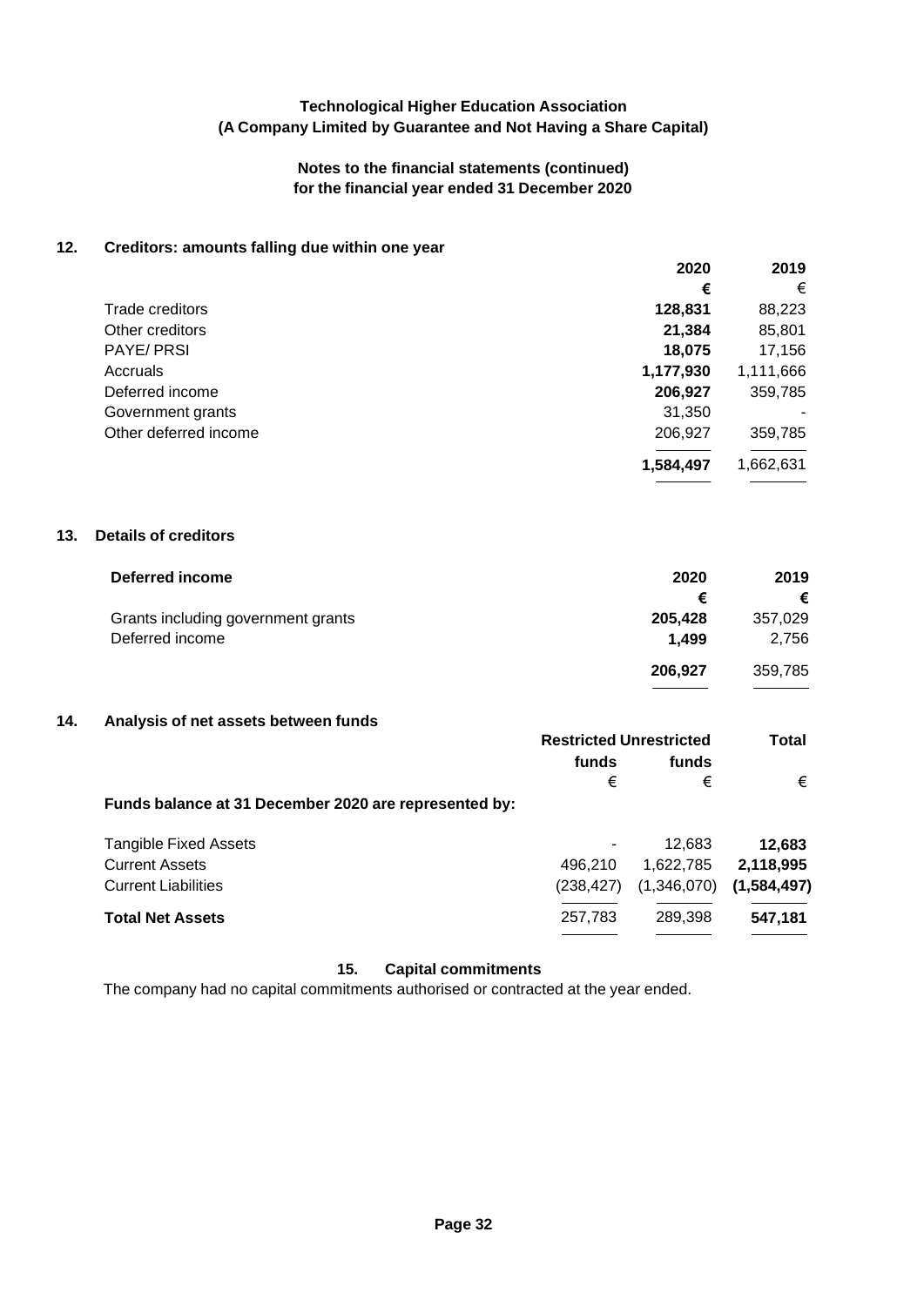**Technological Higher Education Association**
**(A Company Limited by Guarantee and Not Having a Share Capital)**

**Notes to the financial statements (continued)**
**for the financial year ended 31 December 2020**

## 12. Creditors: amounts falling due within one year

| | 2020 | 2019 |
|---|---|---|
| | € | € |
| Trade creditors | **128,831** | 88,223 |
| Other creditors | **21,384** | 85,801 |
| PAYE/ PRSI | **18,075** | 17,156 |
| Accruals | **1,177,930** | 1,111,666 |
| Deferred income | **206,927** | 359,785 |
| Government grants | 31,350 | - |
| Other deferred income | 206,927 | 359,785 |
| | **1,584,497** | 1,662,631 |

## 13. Details of creditors

| Deferred income | 2020 | 2019 |
|---|---|---|
| | € | € |
| Grants including government grants | **205,428** | 357,029 |
| Deferred income | **1,499** | 2,756 |
| | **206,927** | 359,785 |

## 14. Analysis of net assets between funds

| | Restricted funds | Unrestricted funds | Total |
|---|---|---|---|
| | € | € | € |
| **Funds balance at 31 December 2020 are represented by:** | | | |
| Tangible Fixed Assets | - | 12,683 | **12,683** |
| Current Assets | 496,210 | 1,622,785 | **2,118,995** |
| Current Liabilities | (238,427) | (1,346,070) | **(1,584,497)** |
| **Total Net Assets** | 257,783 | 289,398 | **547,181** |

## 15. Capital commitments

The company had no capital commitments authorised or contracted at the year ended.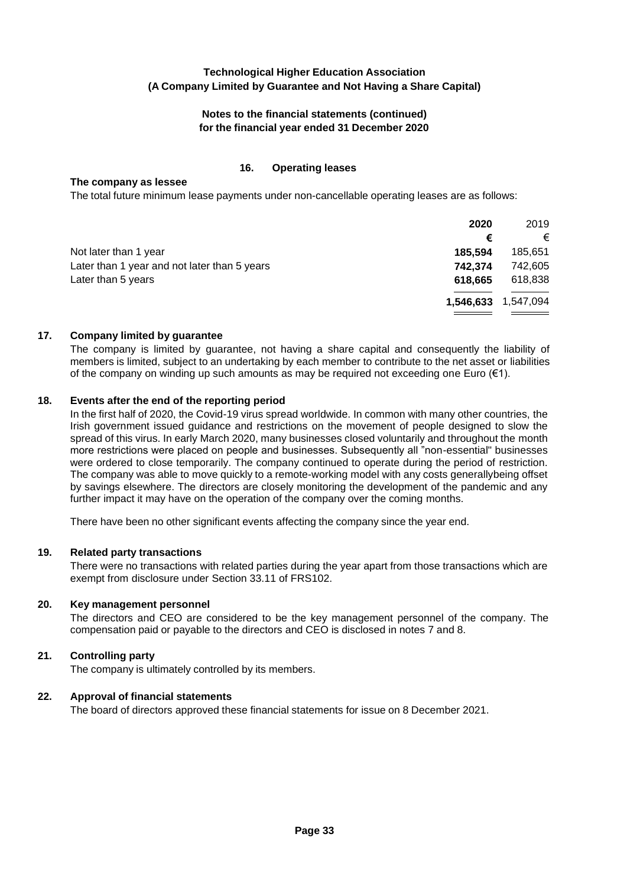# Technological Higher Education Association
## (A Company Limited by Guarantee and Not Having a Share Capital)

### Notes to the financial statements (continued)
### for the financial year ended 31 December 2020

## 16. Operating leases

**The company as lessee**

The total future minimum lease payments under non-cancellable operating leases are as follows:

| | 2020 | 2019 |
|---|---|---|
| | € | € |
| Not later than 1 year | **185,594** | 185,651 |
| Later than 1 year and not later than 5 years | **742,374** | 742,605 |
| Later than 5 years | **618,665** | 618,838 |
| | **1,546,633** | 1,547,094 |

## 17. Company limited by guarantee

The company is limited by guarantee, not having a share capital and consequently the liability of members is limited, subject to an undertaking by each member to contribute to the net asset or liabilities of the company on winding up such amounts as may be required not exceeding one Euro (€1).

## 18. Events after the end of the reporting period

In the first half of 2020, the Covid-19 virus spread worldwide. In common with many other countries, the Irish government issued guidance and restrictions on the movement of people designed to slow the spread of this virus. In early March 2020, many businesses closed voluntarily and throughout the month more restrictions were placed on people and businesses. Subsequently all "non-essential" businesses were ordered to close temporarily. The company continued to operate during the period of restriction. The company was able to move quickly to a remote-working model with any costs generallybeing offset by savings elsewhere. The directors are closely monitoring the development of the pandemic and any further impact it may have on the operation of the company over the coming months.

There have been no other significant events affecting the company since the year end.

## 19. Related party transactions

There were no transactions with related parties during the year apart from those transactions which are exempt from disclosure under Section 33.11 of FRS102.

## 20. Key management personnel

The directors and CEO are considered to be the key management personnel of the company. The compensation paid or payable to the directors and CEO is disclosed in notes 7 and 8.

## 21. Controlling party

The company is ultimately controlled by its members.

## 22. Approval of financial statements

The board of directors approved these financial statements for issue on 8 December 2021.